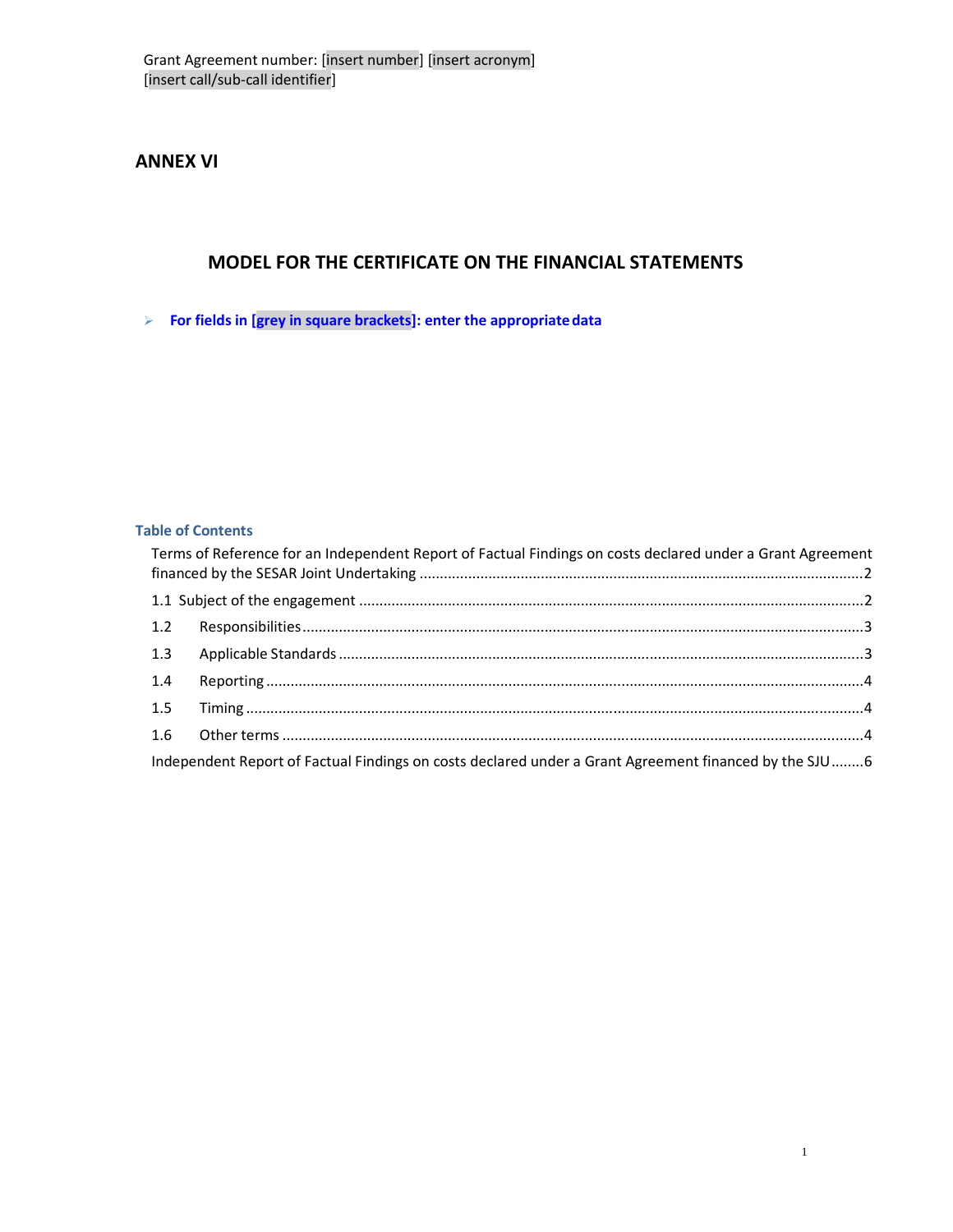Grant Agreement number: [insert number] [insert acronym]
[insert call/sub-call identifier]

# ANNEX VI

## MODEL FOR THE CERTIFICATE ON THE FINANCIAL STATEMENTS

- **For fields in [grey in square brackets]: enter the appropriate data**

### Table of Contents

Terms of Reference for an Independent Report of Factual Findings on costs declared under a Grant Agreement financed by the SESAR Joint Undertaking ....................2

1.1 Subject of the engagement ....................2

1.2 Responsibilities ....................3

1.3 Applicable Standards ....................3

1.4 Reporting ....................4

1.5 Timing ....................4

1.6 Other terms ....................4

Independent Report of Factual Findings on costs declared under a Grant Agreement financed by the SJU ........6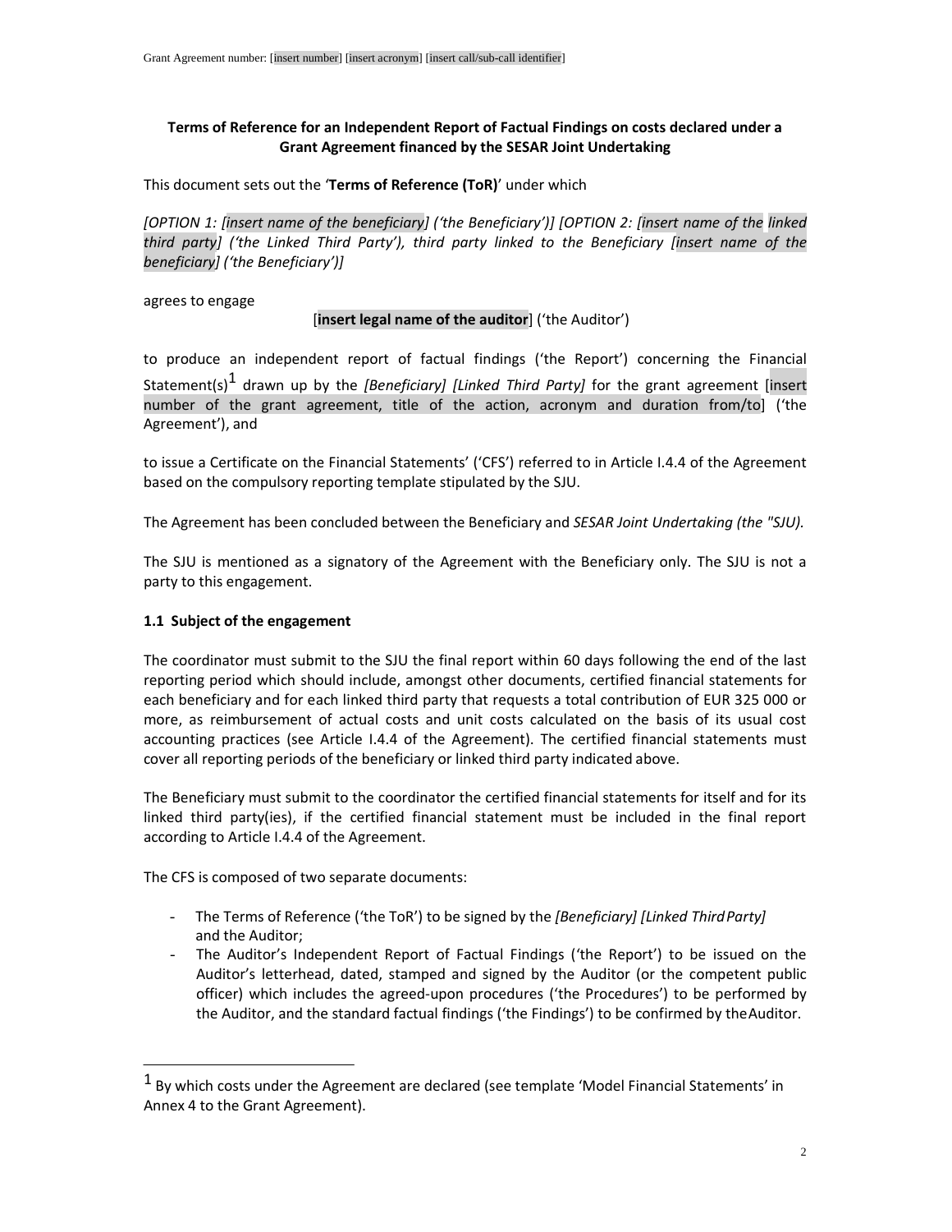**Terms of Reference for an Independent Report of Factual Findings on costs declared under a Grant Agreement financed by the SESAR Joint Undertaking**

This document sets out the '**Terms of Reference (ToR)**' under which

*[OPTION 1: [insert name of the beneficiary] ('the Beneficiary')] [OPTION 2: [insert name of the linked third party] ('the Linked Third Party'), third party linked to the Beneficiary [insert name of the beneficiary] ('the Beneficiary')]*

agrees to engage

[**insert legal name of the auditor**] ('the Auditor')

to produce an independent report of factual findings ('the Report') concerning the Financial Statement(s)[1] drawn up by the *[Beneficiary] [Linked Third Party]* for the grant agreement [insert number of the grant agreement, title of the action, acronym and duration from/to] ('the Agreement'), and

to issue a Certificate on the Financial Statements' ('CFS') referred to in Article I.4.4 of the Agreement based on the compulsory reporting template stipulated by the SJU.

The Agreement has been concluded between the Beneficiary and *SESAR Joint Undertaking (the "SJU).*

The SJU is mentioned as a signatory of the Agreement with the Beneficiary only. The SJU is not a party to this engagement.

**1.1 Subject of the engagement**

The coordinator must submit to the SJU the final report within 60 days following the end of the last reporting period which should include, amongst other documents, certified financial statements for each beneficiary and for each linked third party that requests a total contribution of EUR 325 000 or more, as reimbursement of actual costs and unit costs calculated on the basis of its usual cost accounting practices (see Article I.4.4 of the Agreement). The certified financial statements must cover all reporting periods of the beneficiary or linked third party indicated above.

The Beneficiary must submit to the coordinator the certified financial statements for itself and for its linked third party(ies), if the certified financial statement must be included in the final report according to Article I.4.4 of the Agreement.

The CFS is composed of two separate documents:

- The Terms of Reference ('the ToR') to be signed by the *[Beneficiary] [Linked Third Party]* and the Auditor;
- The Auditor's Independent Report of Factual Findings ('the Report') to be issued on the Auditor's letterhead, dated, stamped and signed by the Auditor (or the competent public officer) which includes the agreed-upon procedures ('the Procedures') to be performed by the Auditor, and the standard factual findings ('the Findings') to be confirmed by the Auditor.

[1] By which costs under the Agreement are declared (see template 'Model Financial Statements' in Annex 4 to the Grant Agreement).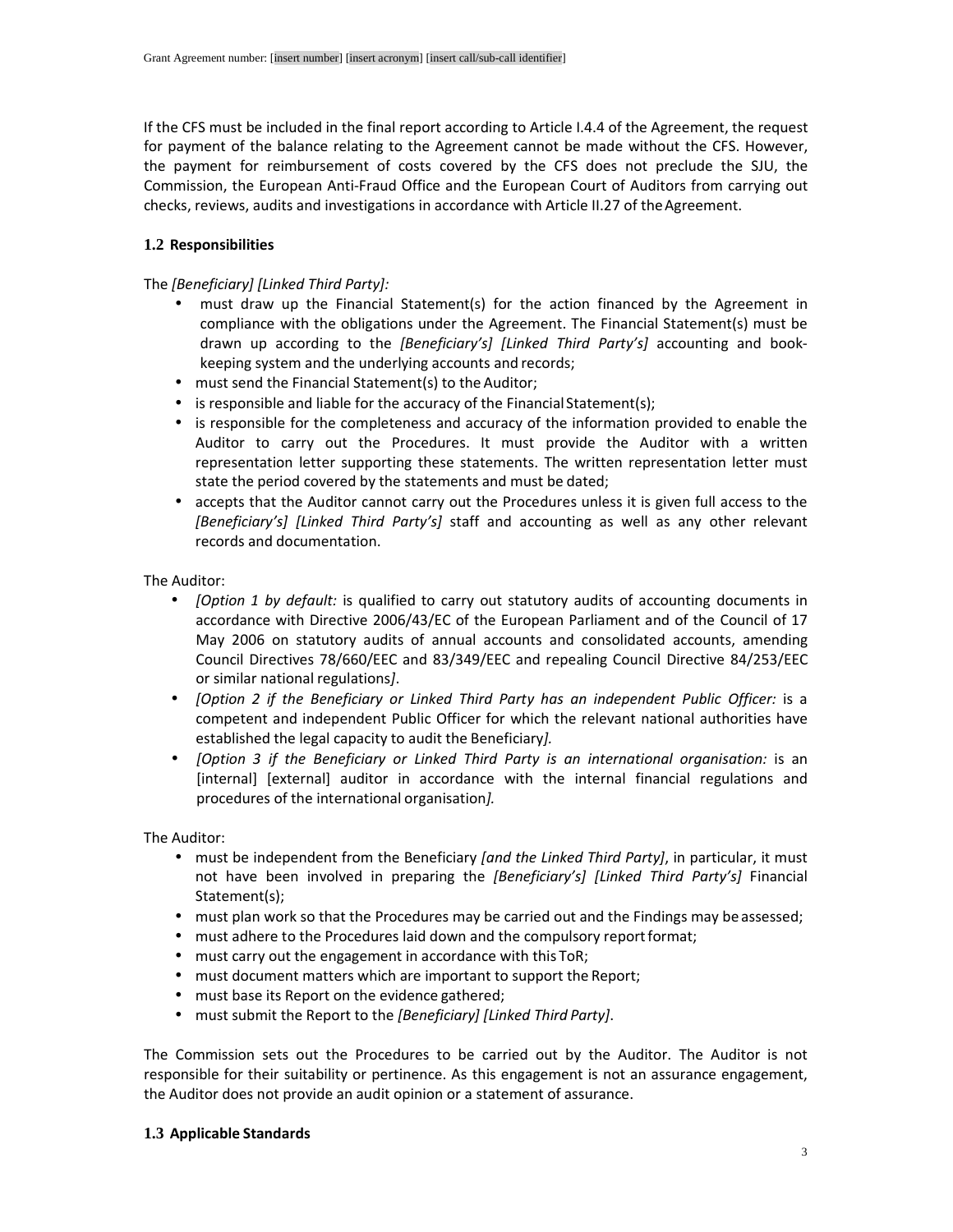If the CFS must be included in the final report according to Article I.4.4 of the Agreement, the request for payment of the balance relating to the Agreement cannot be made without the CFS. However, the payment for reimbursement of costs covered by the CFS does not preclude the SJU, the Commission, the European Anti-Fraud Office and the European Court of Auditors from carrying out checks, reviews, audits and investigations in accordance with Article II.27 of the Agreement.

### 1.2 Responsibilities

The *[Beneficiary] [Linked Third Party]:*

- must draw up the Financial Statement(s) for the action financed by the Agreement in compliance with the obligations under the Agreement. The Financial Statement(s) must be drawn up according to the *[Beneficiary's] [Linked Third Party's]* accounting and book-keeping system and the underlying accounts and records;
- must send the Financial Statement(s) to the Auditor;
- is responsible and liable for the accuracy of the Financial Statement(s);
- is responsible for the completeness and accuracy of the information provided to enable the Auditor to carry out the Procedures. It must provide the Auditor with a written representation letter supporting these statements. The written representation letter must state the period covered by the statements and must be dated;
- accepts that the Auditor cannot carry out the Procedures unless it is given full access to the *[Beneficiary's] [Linked Third Party's]* staff and accounting as well as any other relevant records and documentation.

The Auditor:

- *[Option 1 by default:* is qualified to carry out statutory audits of accounting documents in accordance with Directive 2006/43/EC of the European Parliament and of the Council of 17 May 2006 on statutory audits of annual accounts and consolidated accounts, amending Council Directives 78/660/EEC and 83/349/EEC and repealing Council Directive 84/253/EEC or similar national regulations*]*.
- *[Option 2 if the Beneficiary or Linked Third Party has an independent Public Officer:* is a competent and independent Public Officer for which the relevant national authorities have established the legal capacity to audit the Beneficiary*]*.
- *[Option 3 if the Beneficiary or Linked Third Party is an international organisation:* is an [internal] [external] auditor in accordance with the internal financial regulations and procedures of the international organisation*]*.

The Auditor:

- must be independent from the Beneficiary *[and the Linked Third Party]*, in particular, it must not have been involved in preparing the *[Beneficiary's] [Linked Third Party's]* Financial Statement(s);
- must plan work so that the Procedures may be carried out and the Findings may be assessed;
- must adhere to the Procedures laid down and the compulsory report format;
- must carry out the engagement in accordance with this ToR;
- must document matters which are important to support the Report;
- must base its Report on the evidence gathered;
- must submit the Report to the *[Beneficiary] [Linked Third Party]*.

The Commission sets out the Procedures to be carried out by the Auditor. The Auditor is not responsible for their suitability or pertinence. As this engagement is not an assurance engagement, the Auditor does not provide an audit opinion or a statement of assurance.

### 1.3 Applicable Standards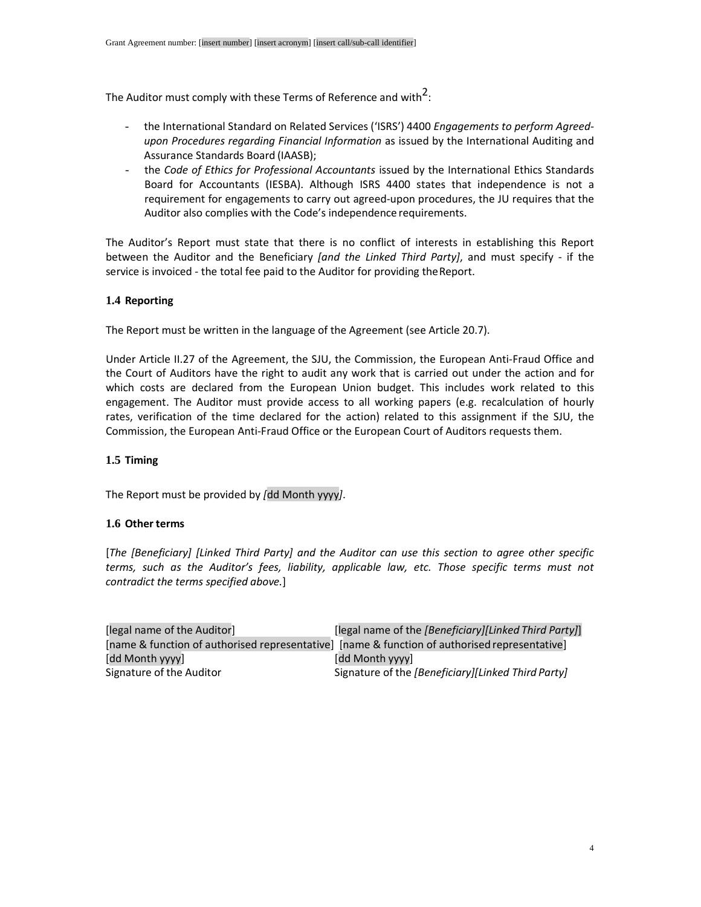The Auditor must comply with these Terms of Reference and with[2]:

- the International Standard on Related Services ('ISRS') 4400 *Engagements to perform Agreed-upon Procedures regarding Financial Information* as issued by the International Auditing and Assurance Standards Board (IAASB);
- the *Code of Ethics for Professional Accountants* issued by the International Ethics Standards Board for Accountants (IESBA). Although ISRS 4400 states that independence is not a requirement for engagements to carry out agreed-upon procedures, the JU requires that the Auditor also complies with the Code's independence requirements.

The Auditor's Report must state that there is no conflict of interests in establishing this Report between the Auditor and the Beneficiary *[and the Linked Third Party]*, and must specify - if the service is invoiced - the total fee paid to the Auditor for providing the Report.

### 1.4 Reporting

The Report must be written in the language of the Agreement (see Article 20.7).

Under Article II.27 of the Agreement, the SJU, the Commission, the European Anti-Fraud Office and the Court of Auditors have the right to audit any work that is carried out under the action and for which costs are declared from the European Union budget. This includes work related to this engagement. The Auditor must provide access to all working papers (e.g. recalculation of hourly rates, verification of the time declared for the action) related to this assignment if the SJU, the Commission, the European Anti-Fraud Office or the European Court of Auditors requests them.

### 1.5 Timing

The Report must be provided by *[*dd Month yyyy*]*.

### 1.6 Other terms

[*The [Beneficiary] [Linked Third Party] and the Auditor can use this section to agree other specific terms, such as the Auditor's fees, liability, applicable law, etc. Those specific terms must not contradict the terms specified above.*]

| | |
|---|---|
| [legal name of the Auditor] | [legal name of the *[Beneficiary][Linked Third Party]*] |
| [name & function of authorised representative] | [name & function of authorised representative] |
| [dd Month yyyy] | [dd Month yyyy] |
| Signature of the Auditor | Signature of the *[Beneficiary][Linked Third Party]* |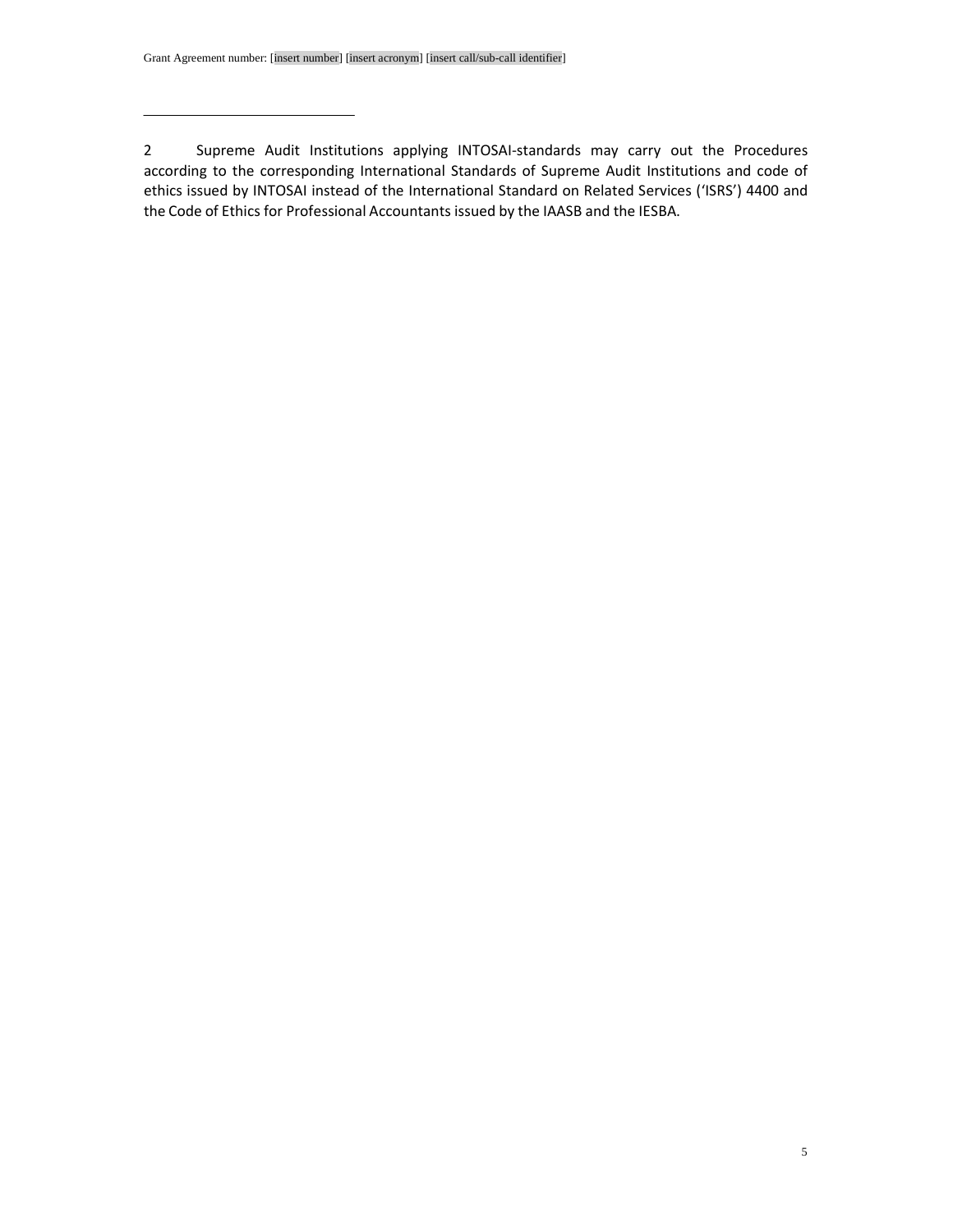2 Supreme Audit Institutions applying INTOSAI-standards may carry out the Procedures according to the corresponding International Standards of Supreme Audit Institutions and code of ethics issued by INTOSAI instead of the International Standard on Related Services ('ISRS') 4400 and the Code of Ethics for Professional Accountants issued by the IAASB and the IESBA.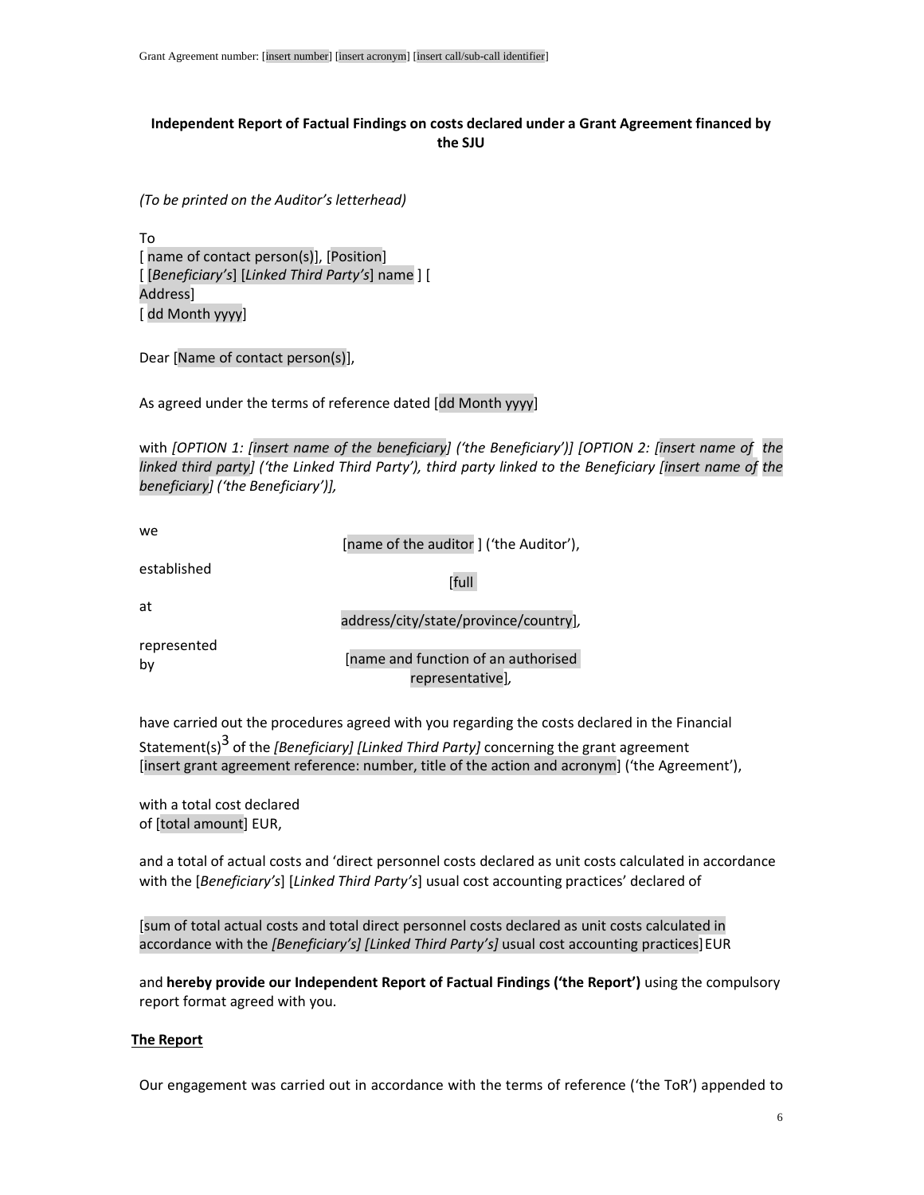**Independent Report of Factual Findings on costs declared under a Grant Agreement financed by the SJU**

*(To be printed on the Auditor's letterhead)*

To
[ name of contact person(s)], [Position]
[ [*Beneficiary's*] [*Linked Third Party's*] name ] [ Address]
[ dd Month yyyy]

Dear [Name of contact person(s)],

As agreed under the terms of reference dated [dd Month yyyy]

with *[OPTION 1: [insert name of the beneficiary] ('the Beneficiary')] [OPTION 2: [insert name of the linked third party] ('the Linked Third Party'), third party linked to the Beneficiary [insert name of the beneficiary] ('the Beneficiary')],*

we [name of the auditor ] ('the Auditor'),
established at [full address/city/state/province/country],
represented by [name and function of an authorised representative],

have carried out the procedures agreed with you regarding the costs declared in the Financial Statement(s)[3] of the *[Beneficiary] [Linked Third Party]* concerning the grant agreement [insert grant agreement reference: number, title of the action and acronym] ('the Agreement'),

with a total cost declared of [total amount] EUR,

and a total of actual costs and 'direct personnel costs declared as unit costs calculated in accordance with the [*Beneficiary's*] [*Linked Third Party's*] usual cost accounting practices' declared of

[sum of total actual costs and total direct personnel costs declared as unit costs calculated in accordance with the *[Beneficiary's] [Linked Third Party's]* usual cost accounting practices] EUR

and **hereby provide our Independent Report of Factual Findings ('the Report')** using the compulsory report format agreed with you.

**The Report**

Our engagement was carried out in accordance with the terms of reference ('the ToR') appended to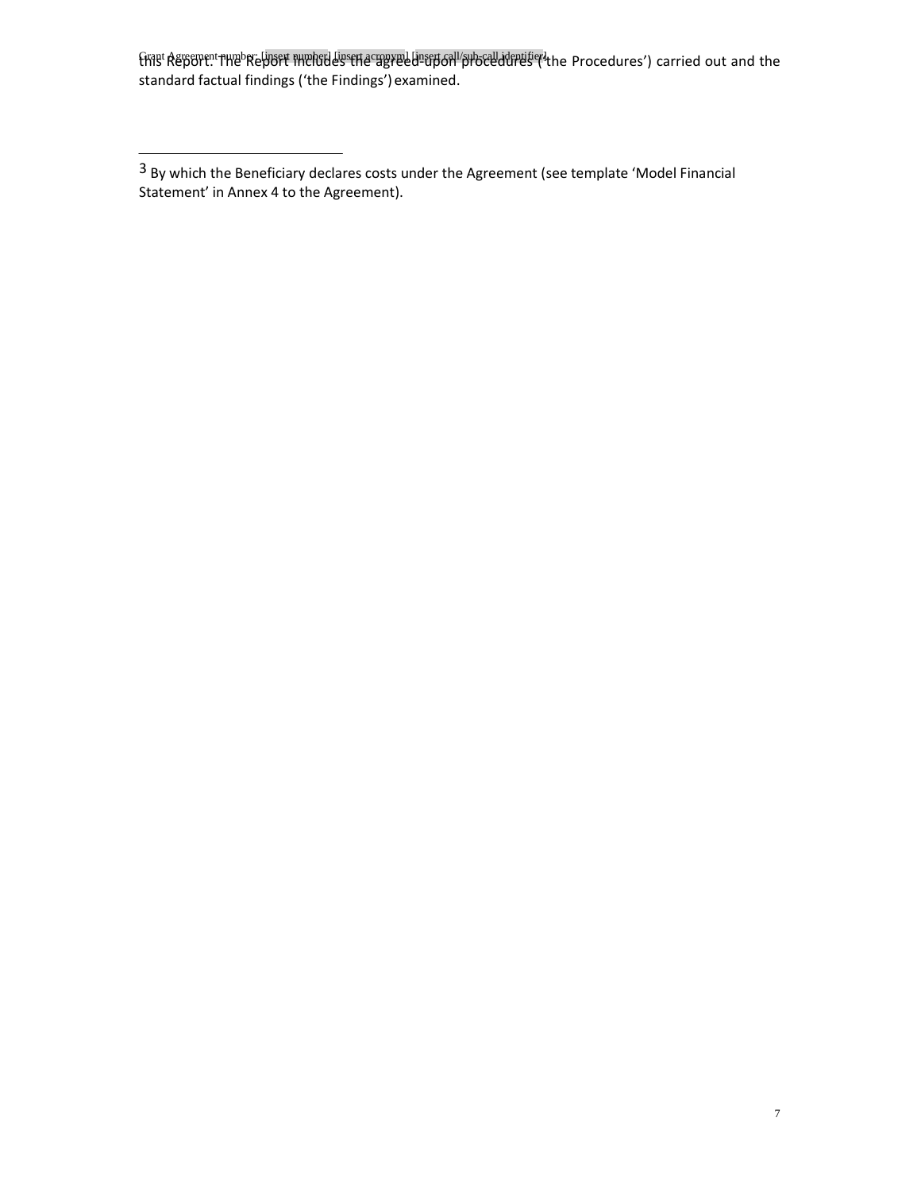this Report. The Report includes the agreed-upon procedures ('the Procedures') carried out and the standard factual findings ('the Findings') examined.

---

[3] By which the Beneficiary declares costs under the Agreement (see template 'Model Financial Statement' in Annex 4 to the Agreement).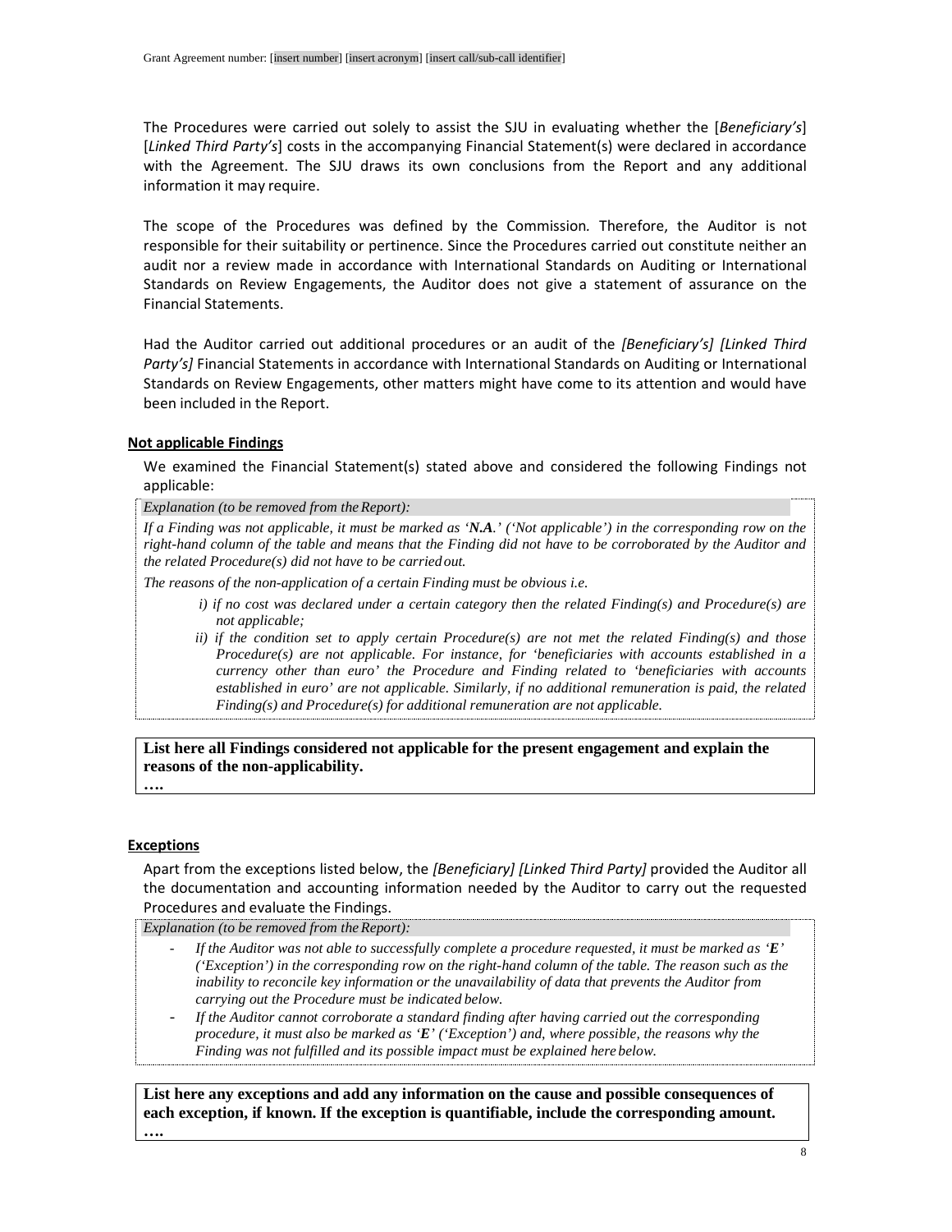The Procedures were carried out solely to assist the SJU in evaluating whether the [*Beneficiary's*] [*Linked Third Party's*] costs in the accompanying Financial Statement(s) were declared in accordance with the Agreement. The SJU draws its own conclusions from the Report and any additional information it may require.

The scope of the Procedures was defined by the Commission. Therefore, the Auditor is not responsible for their suitability or pertinence. Since the Procedures carried out constitute neither an audit nor a review made in accordance with International Standards on Auditing or International Standards on Review Engagements, the Auditor does not give a statement of assurance on the Financial Statements.

Had the Auditor carried out additional procedures or an audit of the *[Beneficiary's] [Linked Third Party's]* Financial Statements in accordance with International Standards on Auditing or International Standards on Review Engagements, other matters might have come to its attention and would have been included in the Report.

**Not applicable Findings**

We examined the Financial Statement(s) stated above and considered the following Findings not applicable:

*Explanation (to be removed from the Report):*

*If a Finding was not applicable, it must be marked as '**N.A**.' ('Not applicable') in the corresponding row on the right-hand column of the table and means that the Finding did not have to be corroborated by the Auditor and the related Procedure(s) did not have to be carried out.*

*The reasons of the non-application of a certain Finding must be obvious i.e.*

*i) if no cost was declared under a certain category then the related Finding(s) and Procedure(s) are not applicable;*

*ii) if the condition set to apply certain Procedure(s) are not met the related Finding(s) and those Procedure(s) are not applicable. For instance, for 'beneficiaries with accounts established in a currency other than euro' the Procedure and Finding related to 'beneficiaries with accounts established in euro' are not applicable. Similarly, if no additional remuneration is paid, the related Finding(s) and Procedure(s) for additional remuneration are not applicable.*

**List here all Findings considered not applicable for the present engagement and explain the reasons of the non-applicability.**

**….**

**Exceptions**

Apart from the exceptions listed below, the *[Beneficiary] [Linked Third Party]* provided the Auditor all the documentation and accounting information needed by the Auditor to carry out the requested Procedures and evaluate the Findings.

*Explanation (to be removed from the Report):*

- *If the Auditor was not able to successfully complete a procedure requested, it must be marked as '**E**' ('Exception') in the corresponding row on the right-hand column of the table. The reason such as the inability to reconcile key information or the unavailability of data that prevents the Auditor from carrying out the Procedure must be indicated below.*
- *If the Auditor cannot corroborate a standard finding after having carried out the corresponding procedure, it must also be marked as '**E**' ('Exception') and, where possible, the reasons why the Finding was not fulfilled and its possible impact must be explained here below.*

**List here any exceptions and add any information on the cause and possible consequences of each exception, if known. If the exception is quantifiable, include the corresponding amount.**

**….**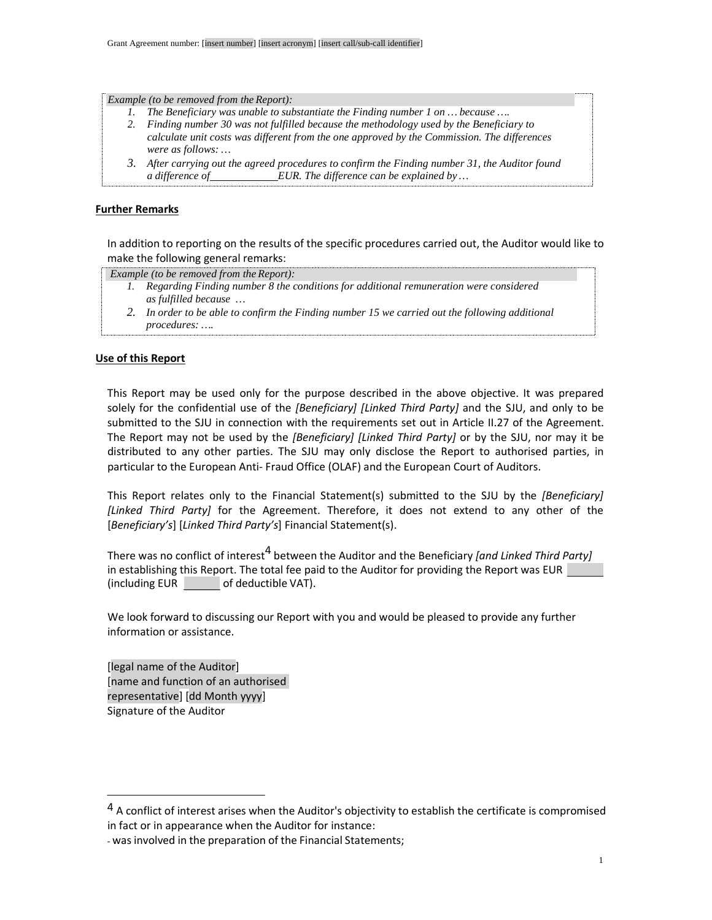*Example (to be removed from the Report):*

1. *The Beneficiary was unable to substantiate the Finding number 1 on … because ….*
2. *Finding number 30 was not fulfilled because the methodology used by the Beneficiary to calculate unit costs was different from the one approved by the Commission. The differences were as follows: …*
3. *After carrying out the agreed procedures to confirm the Finding number 31, the Auditor found a difference of ____________ EUR. The difference can be explained by …*

**Further Remarks**

In addition to reporting on the results of the specific procedures carried out, the Auditor would like to make the following general remarks:

*Example (to be removed from the Report):*

1. *Regarding Finding number 8 the conditions for additional remuneration were considered as fulfilled because …*
2. *In order to be able to confirm the Finding number 15 we carried out the following additional procedures: ….*

**Use of this Report**

This Report may be used only for the purpose described in the above objective. It was prepared solely for the confidential use of the *[Beneficiary] [Linked Third Party]* and the SJU, and only to be submitted to the SJU in connection with the requirements set out in Article II.27 of the Agreement. The Report may not be used by the *[Beneficiary] [Linked Third Party]* or by the SJU, nor may it be distributed to any other parties. The SJU may only disclose the Report to authorised parties, in particular to the European Anti- Fraud Office (OLAF) and the European Court of Auditors.

This Report relates only to the Financial Statement(s) submitted to the SJU by the *[Beneficiary] [Linked Third Party]* for the Agreement. Therefore, it does not extend to any other of the [*Beneficiary's*] [*Linked Third Party's*] Financial Statement(s).

There was no conflict of interest[4] between the Auditor and the Beneficiary *[and Linked Third Party]* in establishing this Report. The total fee paid to the Auditor for providing the Report was EUR ______ (including EUR ______ of deductible VAT).

We look forward to discussing our Report with you and would be pleased to provide any further information or assistance.

[legal name of the Auditor]
[name and function of an authorised representative] [dd Month yyyy]
Signature of the Auditor

---

[4] A conflict of interest arises when the Auditor's objectivity to establish the certificate is compromised in fact or in appearance when the Auditor for instance:

- was involved in the preparation of the Financial Statements;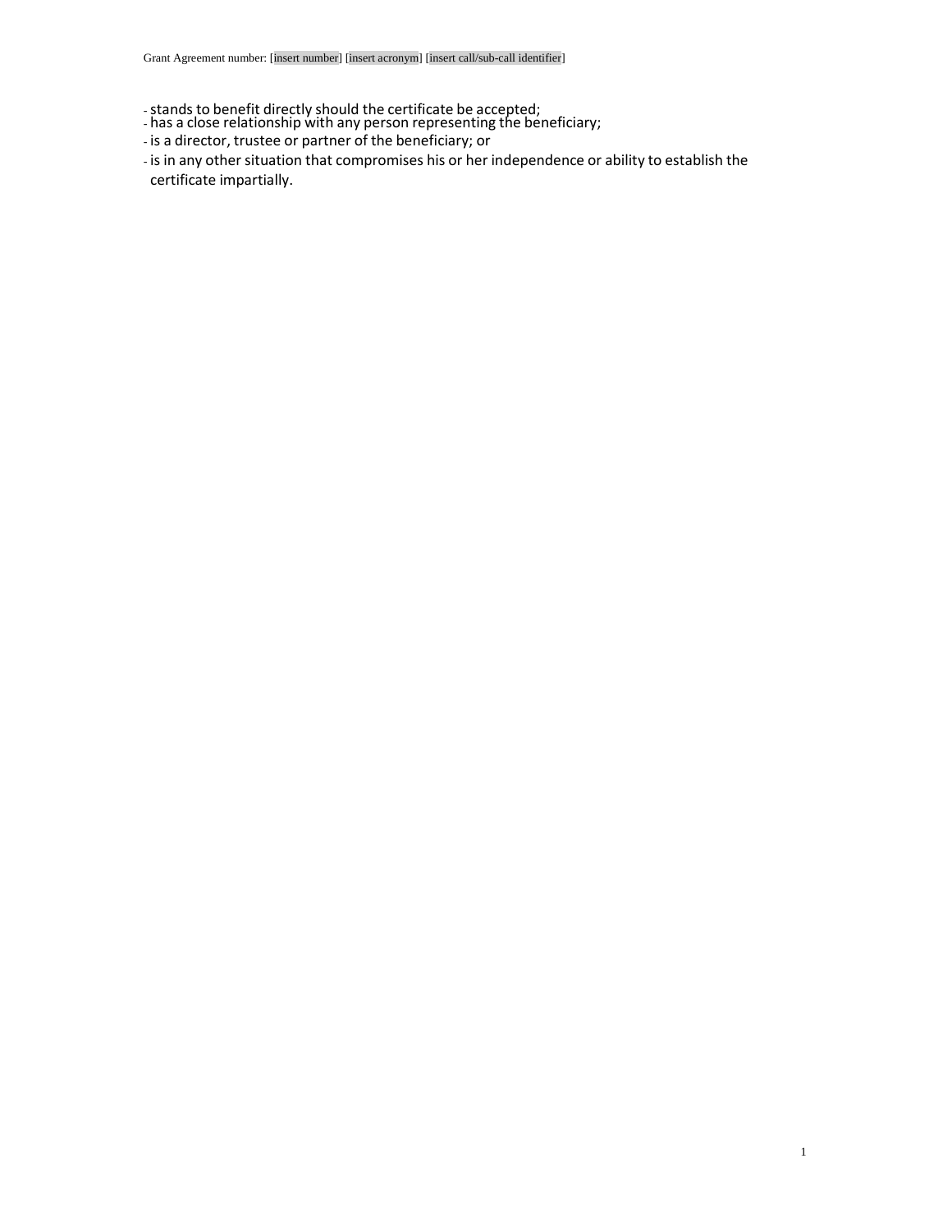- stands to benefit directly should the certificate be accepted;
- has a close relationship with any person representing the beneficiary;
- is a director, trustee or partner of the beneficiary; or
- is in any other situation that compromises his or her independence or ability to establish the certificate impartially.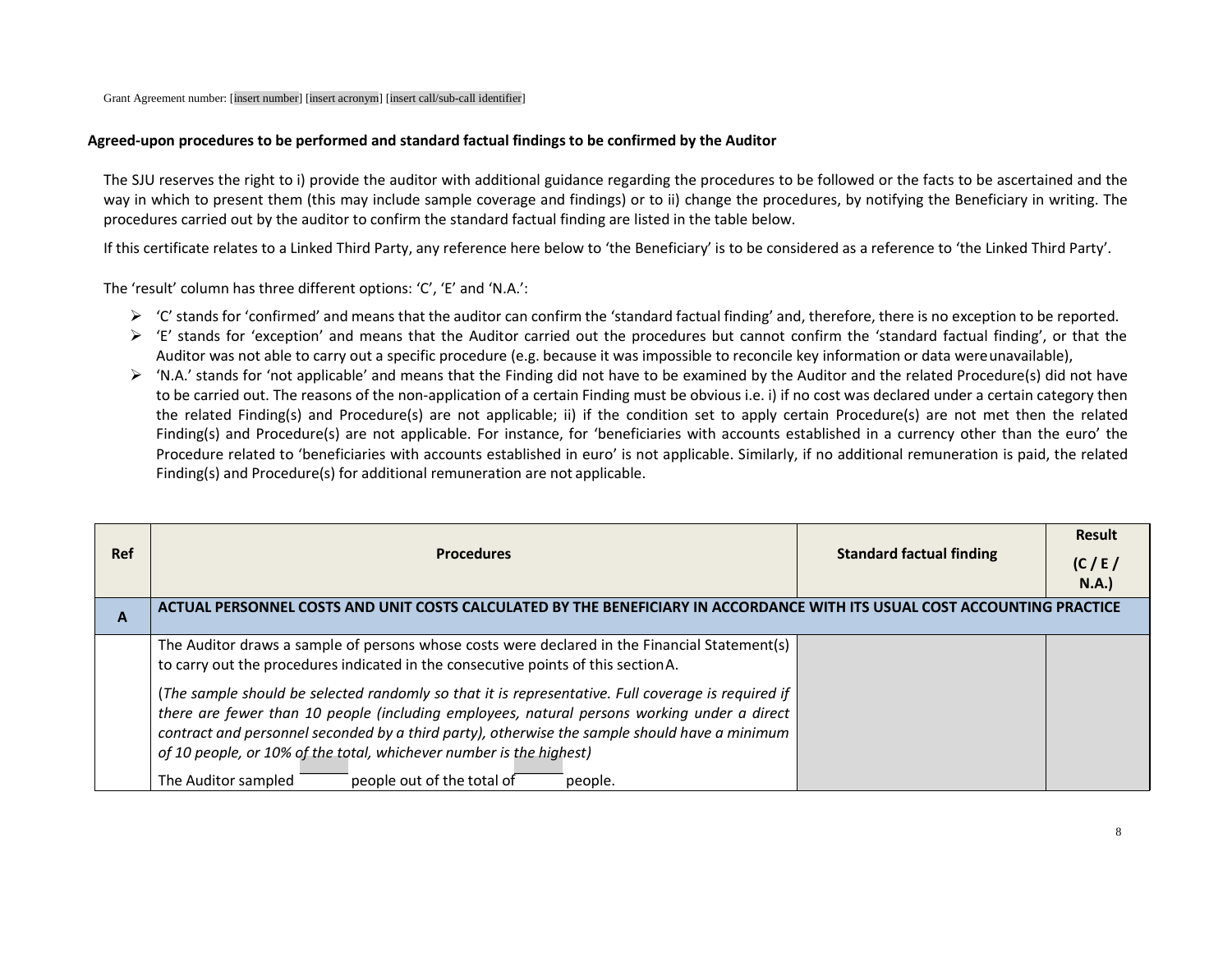Grant Agreement number: [insert number] [insert acronym] [insert call/sub-call identifier]

**Agreed-upon procedures to be performed and standard factual findings to be confirmed by the Auditor**

The SJU reserves the right to i) provide the auditor with additional guidance regarding the procedures to be followed or the facts to be ascertained and the way in which to present them (this may include sample coverage and findings) or to ii) change the procedures, by notifying the Beneficiary in writing. The procedures carried out by the auditor to confirm the standard factual finding are listed in the table below.

If this certificate relates to a Linked Third Party, any reference here below to 'the Beneficiary' is to be considered as a reference to 'the Linked Third Party'.

The 'result' column has three different options: 'C', 'E' and 'N.A.':

- 'C' stands for 'confirmed' and means that the auditor can confirm the 'standard factual finding' and, therefore, there is no exception to be reported.
- 'E' stands for 'exception' and means that the Auditor carried out the procedures but cannot confirm the 'standard factual finding', or that the Auditor was not able to carry out a specific procedure (e.g. because it was impossible to reconcile key information or data were unavailable),
- 'N.A.' stands for 'not applicable' and means that the Finding did not have to be examined by the Auditor and the related Procedure(s) did not have to be carried out. The reasons of the non-application of a certain Finding must be obvious i.e. i) if no cost was declared under a certain category then the related Finding(s) and Procedure(s) are not applicable; ii) if the condition set to apply certain Procedure(s) are not met then the related Finding(s) and Procedure(s) are not applicable. For instance, for 'beneficiaries with accounts established in a currency other than the euro' the Procedure related to 'beneficiaries with accounts established in euro' is not applicable. Similarly, if no additional remuneration is paid, the related Finding(s) and Procedure(s) for additional remuneration are not applicable.

| Ref | Procedures | Standard factual finding | Result (C / E / N.A.) |
|---|---|---|---|
| **A** | **ACTUAL PERSONNEL COSTS AND UNIT COSTS CALCULATED BY THE BENEFICIARY IN ACCORDANCE WITH ITS USUAL COST ACCOUNTING PRACTICE** | | |
| | The Auditor draws a sample of persons whose costs were declared in the Financial Statement(s) to carry out the procedures indicated in the consecutive points of this section A.<br><br>(*The sample should be selected randomly so that it is representative. Full coverage is required if there are fewer than 10 people (including employees, natural persons working under a direct contract and personnel seconded by a third party), otherwise the sample should have a minimum of 10 people, or 10% of the total, whichever number is the highest)*<br><br>The Auditor sampled ______ people out of the total of ______ people. | | |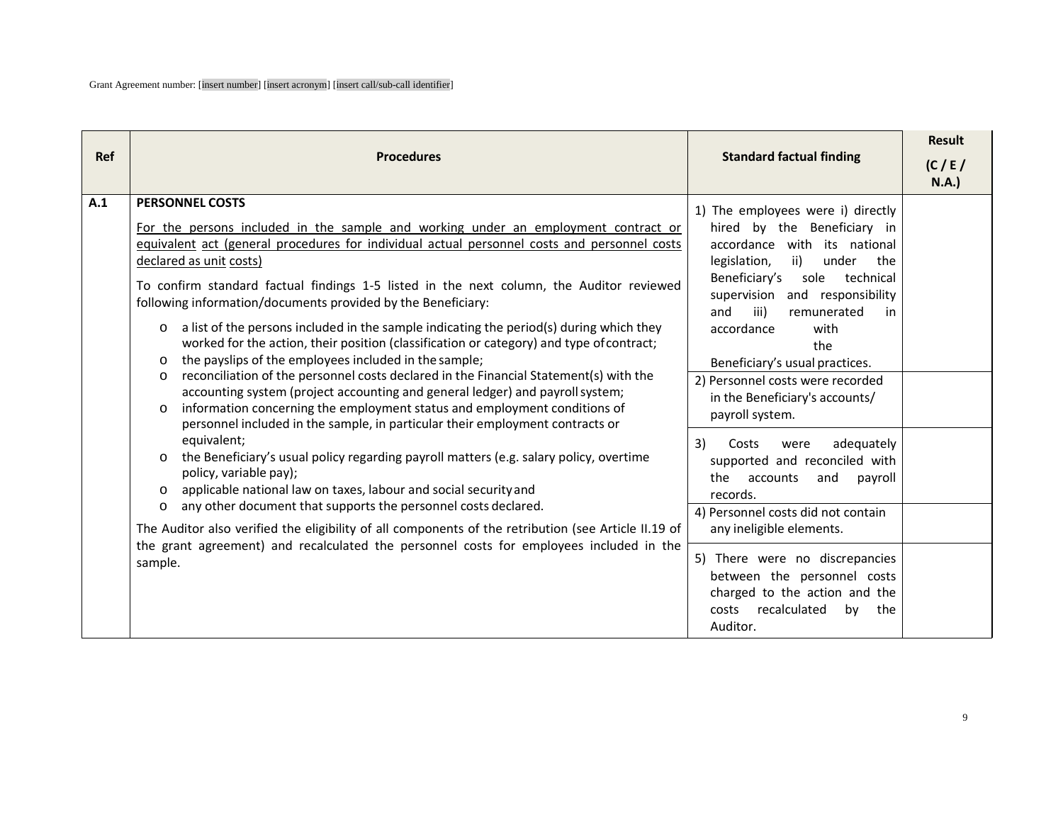Grant Agreement number: [insert number] [insert acronym] [insert call/sub-call identifier]

| Ref | Procedures | Standard factual finding | Result (C / E / N.A.) |
| --- | --- | --- | --- |
| A.1 | **PERSONNEL COSTS**<br><br><u>For the persons included in the sample and working under an employment contract or equivalent act (general procedures for individual actual personnel costs and personnel costs declared as unit costs)</u><br><br>To confirm standard factual findings 1-5 listed in the next column, the Auditor reviewed following information/documents provided by the Beneficiary:<br><br>o a list of the persons included in the sample indicating the period(s) during which they worked for the action, their position (classification or category) and type of contract;<br>o the payslips of the employees included in the sample;<br>o reconciliation of the personnel costs declared in the Financial Statement(s) with the accounting system (project accounting and general ledger) and payroll system;<br>o information concerning the employment status and employment conditions of personnel included in the sample, in particular their employment contracts or equivalent;<br>o the Beneficiary's usual policy regarding payroll matters (e.g. salary policy, overtime policy, variable pay);<br>o applicable national law on taxes, labour and social security and<br>o any other document that supports the personnel costs declared.<br><br>The Auditor also verified the eligibility of all components of the retribution (see Article II.19 of the grant agreement) and recalculated the personnel costs for employees included in the sample. | 1) The employees were i) directly hired by the Beneficiary in accordance with its national legislation, ii) under the Beneficiary's sole technical supervision and responsibility and iii) remunerated in accordance with the Beneficiary's usual practices. | |
| | | 2) Personnel costs were recorded in the Beneficiary's accounts/ payroll system. | |
| | | 3) Costs were adequately supported and reconciled with the accounts and payroll records. | |
| | | 4) Personnel costs did not contain any ineligible elements. | |
| | | 5) There were no discrepancies between the personnel costs charged to the action and the costs recalculated by the Auditor. | |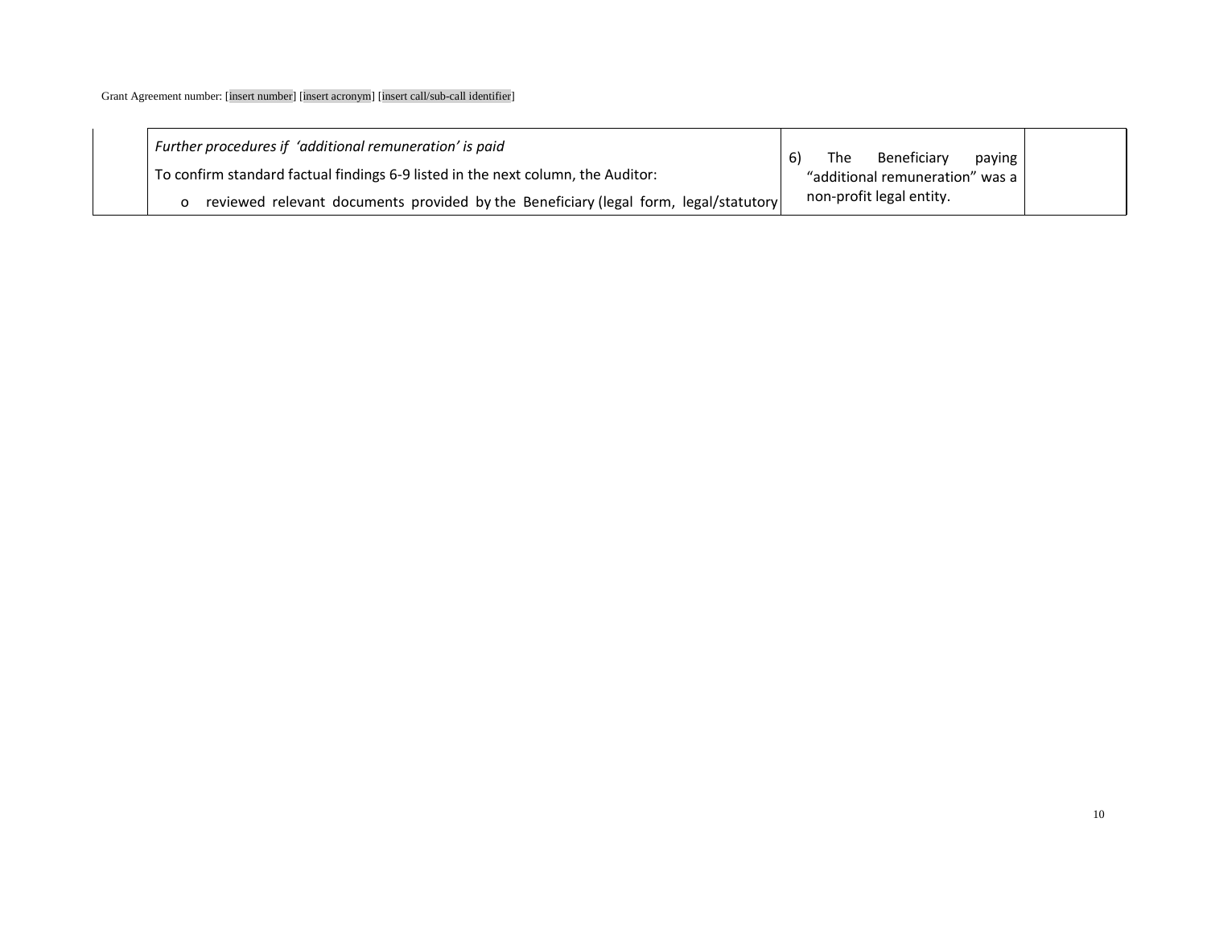| | | | |
|---|---|---|---|
| | *Further procedures if 'additional remuneration' is paid*<br>To confirm standard factual findings 6-9 listed in the next column, the Auditor:<br>o reviewed relevant documents provided by the Beneficiary (legal form, legal/statutory | 6) The Beneficiary paying "additional remuneration" was a non-profit legal entity. | |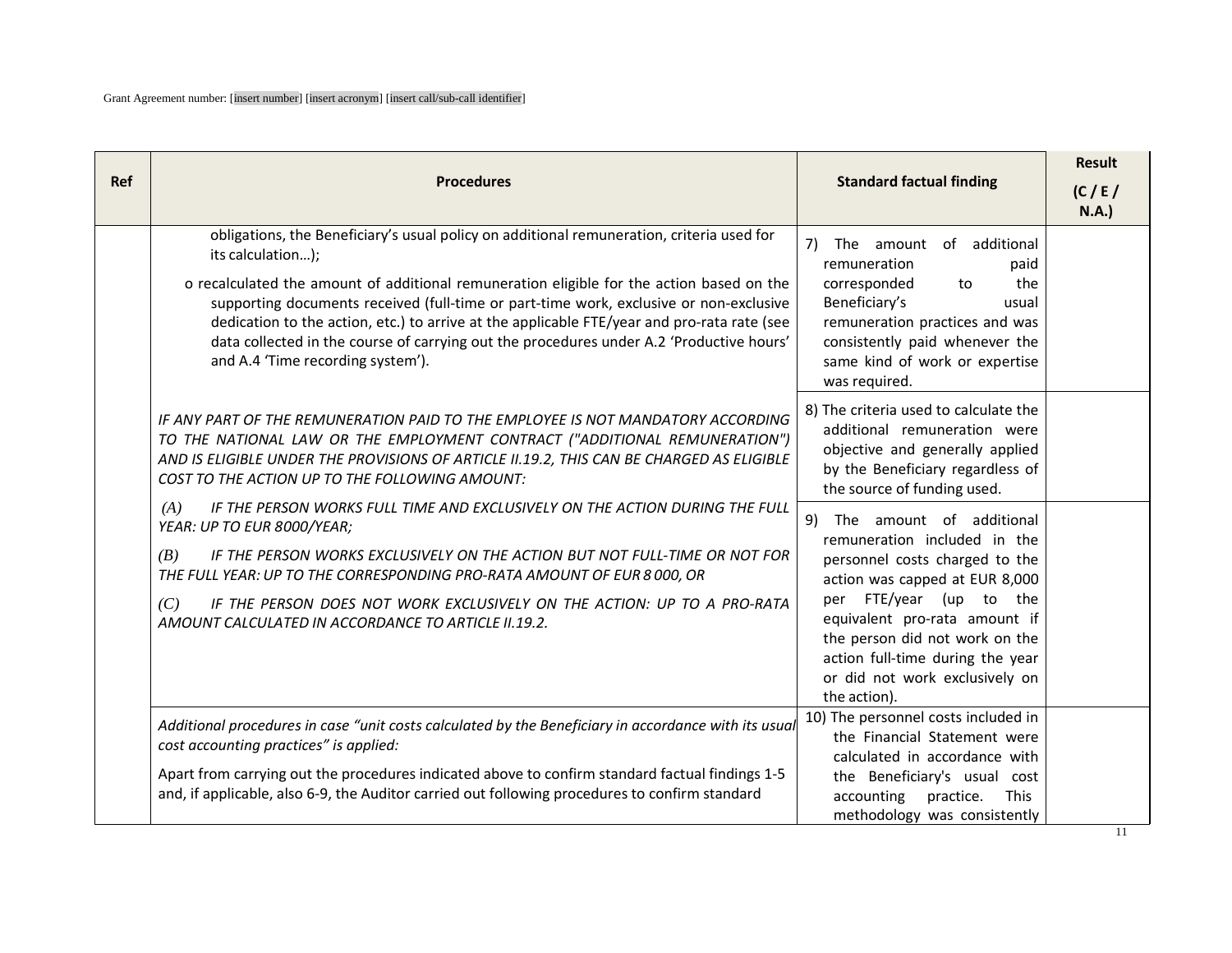| Ref | Procedures | Standard factual finding | Result (C / E / N.A.) |
|---|---|---|---|
| | obligations, the Beneficiary's usual policy on additional remuneration, criteria used for its calculation…);<br><br>o recalculated the amount of additional remuneration eligible for the action based on the supporting documents received (full-time or part-time work, exclusive or non-exclusive dedication to the action, etc.) to arrive at the applicable FTE/year and pro-rata rate (see data collected in the course of carrying out the procedures under A.2 'Productive hours' and A.4 'Time recording system'). | 7) The amount of additional remuneration paid corresponded to the Beneficiary's usual remuneration practices and was consistently paid whenever the same kind of work or expertise was required. | |
| | *IF ANY PART OF THE REMUNERATION PAID TO THE EMPLOYEE IS NOT MANDATORY ACCORDING TO THE NATIONAL LAW OR THE EMPLOYMENT CONTRACT ("ADDITIONAL REMUNERATION") AND IS ELIGIBLE UNDER THE PROVISIONS OF ARTICLE II.19.2, THIS CAN BE CHARGED AS ELIGIBLE COST TO THE ACTION UP TO THE FOLLOWING AMOUNT:* | 8) The criteria used to calculate the additional remuneration were objective and generally applied by the Beneficiary regardless of the source of funding used. | |
| | *(A) IF THE PERSON WORKS FULL TIME AND EXCLUSIVELY ON THE ACTION DURING THE FULL YEAR: UP TO EUR 8000/YEAR;*<br><br>*(B) IF THE PERSON WORKS EXCLUSIVELY ON THE ACTION BUT NOT FULL-TIME OR NOT FOR THE FULL YEAR: UP TO THE CORRESPONDING PRO-RATA AMOUNT OF EUR 8 000, OR*<br><br>*(C) IF THE PERSON DOES NOT WORK EXCLUSIVELY ON THE ACTION: UP TO A PRO-RATA AMOUNT CALCULATED IN ACCORDANCE TO ARTICLE II.19.2.* | 9) The amount of additional remuneration included in the personnel costs charged to the action was capped at EUR 8,000 per FTE/year (up to the equivalent pro-rata amount if the person did not work on the action full-time during the year or did not work exclusively on the action). | |
| | *Additional procedures in case "unit costs calculated by the Beneficiary in accordance with its usual cost accounting practices" is applied:*<br><br>Apart from carrying out the procedures indicated above to confirm standard factual findings 1-5 and, if applicable, also 6-9, the Auditor carried out following procedures to confirm standard | 10) The personnel costs included in the Financial Statement were calculated in accordance with the Beneficiary's usual cost accounting practice. This methodology was consistently | |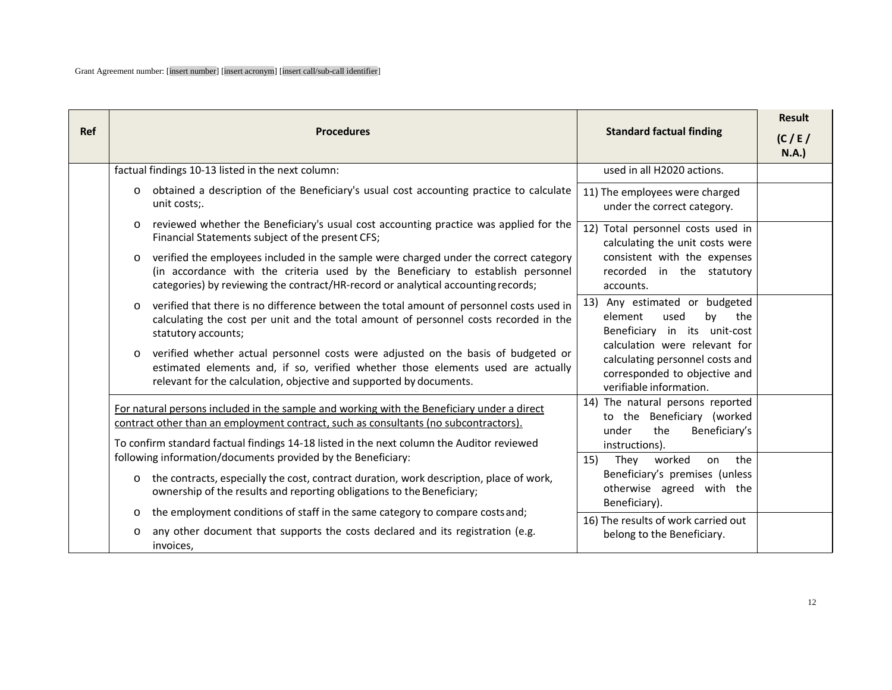| Ref | Procedures | Standard factual finding | Result (C / E / N.A.) |
|---|---|---|---|
| | factual findings 10-13 listed in the next column: | used in all H2020 actions. | |
| | o obtained a description of the Beneficiary's usual cost accounting practice to calculate unit costs;. | 11) The employees were charged under the correct category. | |
| | o reviewed whether the Beneficiary's usual cost accounting practice was applied for the Financial Statements subject of the present CFS;<br>o verified the employees included in the sample were charged under the correct category (in accordance with the criteria used by the Beneficiary to establish personnel categories) by reviewing the contract/HR-record or analytical accounting records; | 12) Total personnel costs used in calculating the unit costs were consistent with the expenses recorded in the statutory accounts. | |
| | o verified that there is no difference between the total amount of personnel costs used in calculating the cost per unit and the total amount of personnel costs recorded in the statutory accounts;<br>o verified whether actual personnel costs were adjusted on the basis of budgeted or estimated elements and, if so, verified whether those elements used are actually relevant for the calculation, objective and supported by documents. | 13) Any estimated or budgeted element used by the Beneficiary in its unit-cost calculation were relevant for calculating personnel costs and corresponded to objective and verifiable information. | |
| | <u>For natural persons included in the sample and working with the Beneficiary under a direct contract other than an employment contract, such as consultants (no subcontractors).</u><br>To confirm standard factual findings 14-18 listed in the next column the Auditor reviewed following information/documents provided by the Beneficiary: | 14) The natural persons reported to the Beneficiary (worked under the Beneficiary's instructions). | |
| | o the contracts, especially the cost, contract duration, work description, place of work, ownership of the results and reporting obligations to the Beneficiary; | 15) They worked on the Beneficiary's premises (unless otherwise agreed with the Beneficiary). | |
| | o the employment conditions of staff in the same category to compare costs and;<br>o any other document that supports the costs declared and its registration (e.g. invoices, | 16) The results of work carried out belong to the Beneficiary. | |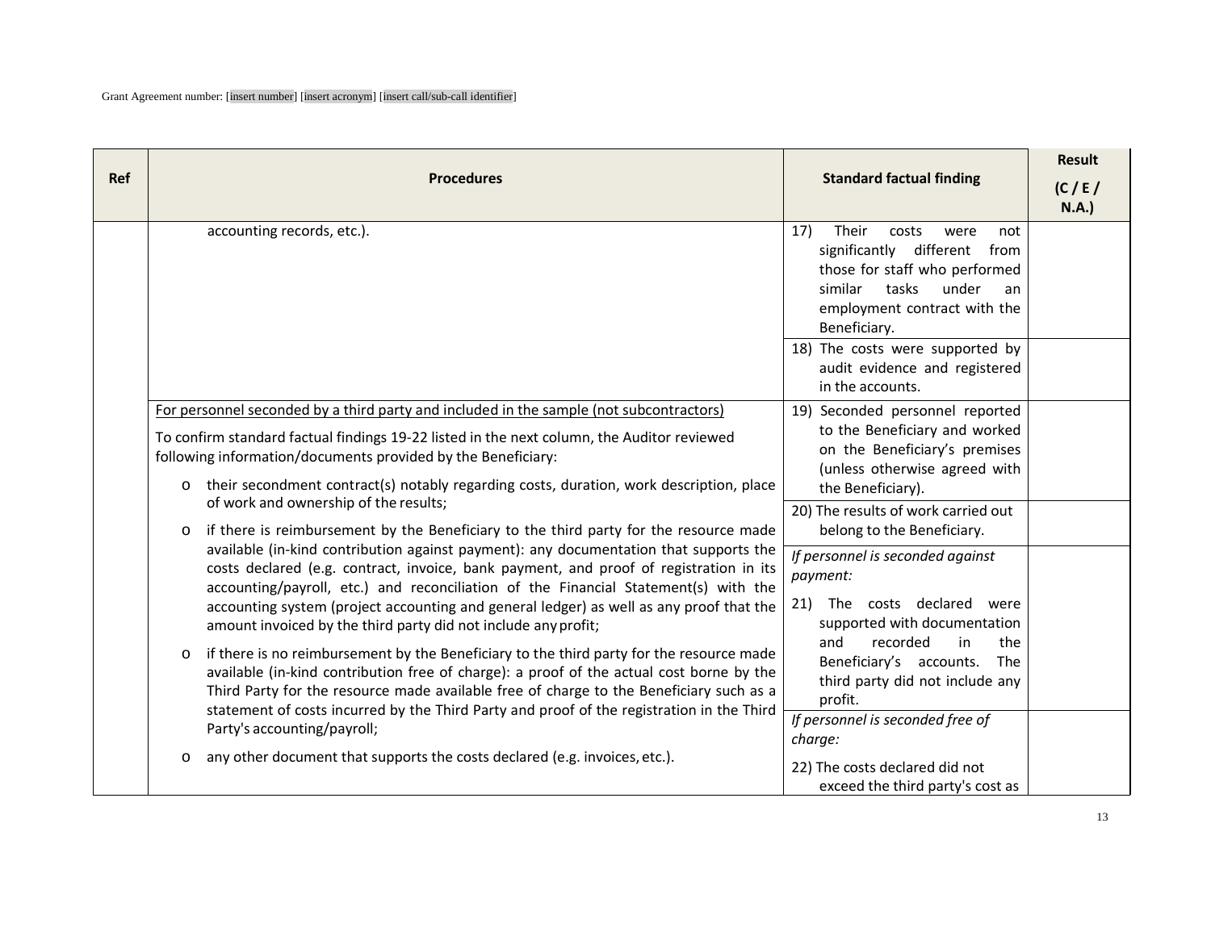Grant Agreement number: [insert number] [insert acronym] [insert call/sub-call identifier]

| Ref | Procedures | Standard factual finding | Result (C / E / N.A.) |
|---|---|---|---|
| | accounting records, etc.). | 17) Their costs were not significantly different from those for staff who performed similar tasks under an employment contract with the Beneficiary. | |
| | | 18) The costs were supported by audit evidence and registered in the accounts. | |
| | <u>For personnel seconded by a third party and included in the sample (not subcontractors)</u><br><br>To confirm standard factual findings 19-22 listed in the next column, the Auditor reviewed following information/documents provided by the Beneficiary:<br><br>o their secondment contract(s) notably regarding costs, duration, work description, place of work and ownership of the results;<br><br>o if there is reimbursement by the Beneficiary to the third party for the resource made available (in-kind contribution against payment): any documentation that supports the costs declared (e.g. contract, invoice, bank payment, and proof of registration in its accounting/payroll, etc.) and reconciliation of the Financial Statement(s) with the accounting system (project accounting and general ledger) as well as any proof that the amount invoiced by the third party did not include any profit;<br><br>o if there is no reimbursement by the Beneficiary to the third party for the resource made available (in-kind contribution free of charge): a proof of the actual cost borne by the Third Party for the resource made available free of charge to the Beneficiary such as a statement of costs incurred by the Third Party and proof of the registration in the Third Party's accounting/payroll;<br><br>o any other document that supports the costs declared (e.g. invoices, etc.). | 19) Seconded personnel reported to the Beneficiary and worked on the Beneficiary's premises (unless otherwise agreed with the Beneficiary). | |
| | | 20) The results of work carried out belong to the Beneficiary. | |
| | | *If personnel is seconded against payment:*<br><br>21) The costs declared were supported with documentation and recorded in the Beneficiary's accounts. The third party did not include any profit. | |
| | | *If personnel is seconded free of charge:*<br><br>22) The costs declared did not exceed the third party's cost as | |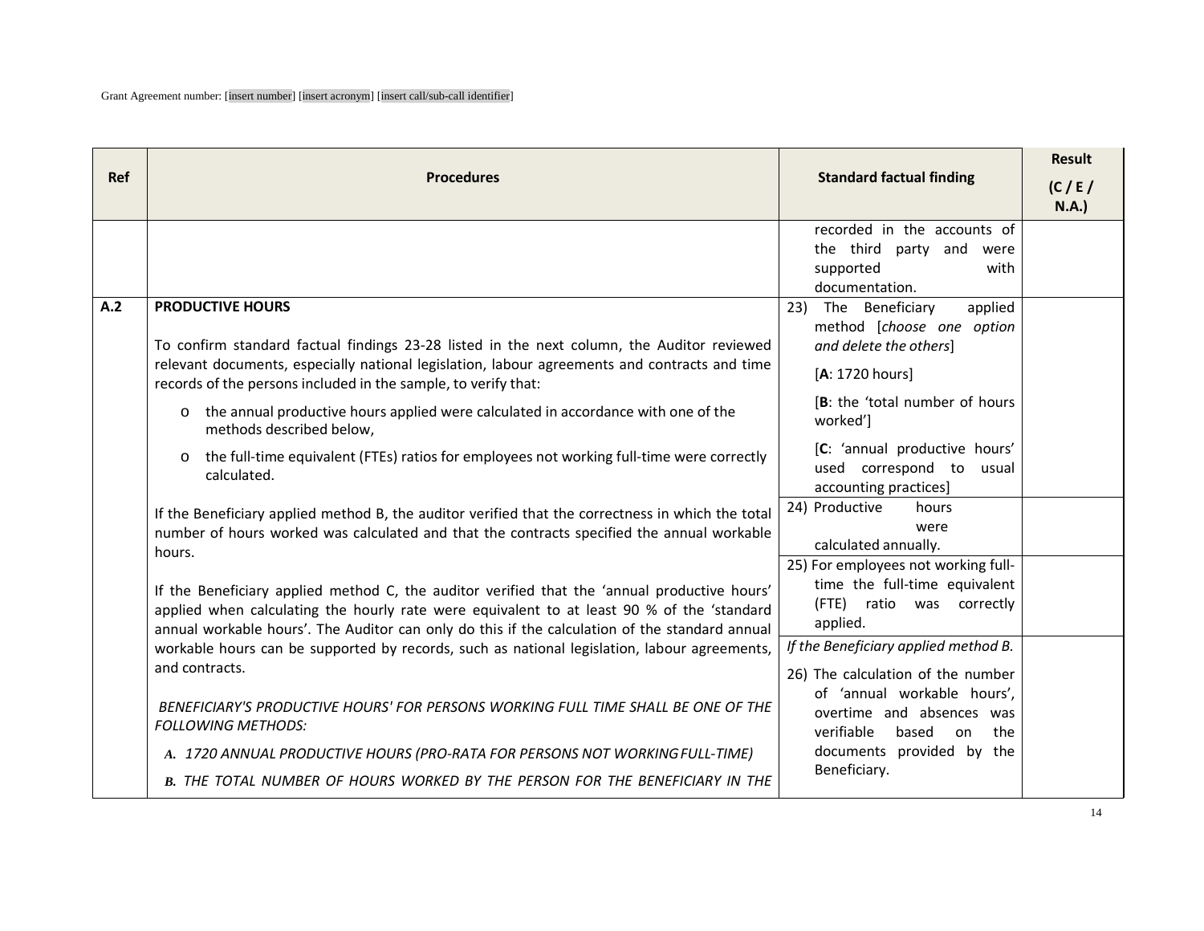| Ref | Procedures | Standard factual finding | Result (C / E / N.A.) |
|---|---|---|---|
| | | recorded in the accounts of the third party and were supported with documentation. | |
| **A.2** | **PRODUCTIVE HOURS**<br><br>To confirm standard factual findings 23-28 listed in the next column, the Auditor reviewed relevant documents, especially national legislation, labour agreements and contracts and time records of the persons included in the sample, to verify that:<br><br>o the annual productive hours applied were calculated in accordance with one of the methods described below,<br><br>o the full-time equivalent (FTEs) ratios for employees not working full-time were correctly calculated.<br><br>If the Beneficiary applied method B, the auditor verified that the correctness in which the total number of hours worked was calculated and that the contracts specified the annual workable hours.<br><br>If the Beneficiary applied method C, the auditor verified that the 'annual productive hours' applied when calculating the hourly rate were equivalent to at least 90 % of the 'standard annual workable hours'. The Auditor can only do this if the calculation of the standard annual workable hours can be supported by records, such as national legislation, labour agreements, and contracts.<br><br>*BENEFICIARY'S PRODUCTIVE HOURS' FOR PERSONS WORKING FULL TIME SHALL BE ONE OF THE FOLLOWING METHODS:*<br><br>*A. 1720 ANNUAL PRODUCTIVE HOURS (PRO-RATA FOR PERSONS NOT WORKING FULL-TIME)*<br><br>*B. THE TOTAL NUMBER OF HOURS WORKED BY THE PERSON FOR THE BENEFICIARY IN THE* | 23) The Beneficiary applied method [*choose one option and delete the others*]<br><br>[**A**: 1720 hours]<br><br>[**B**: the 'total number of hours worked']<br><br>[**C**: 'annual productive hours' used correspond to usual accounting practices] | |
| | | 24) Productive hours were calculated annually. | |
| | | 25) For employees not working full-time the full-time equivalent (FTE) ratio was correctly applied. | |
| | | *If the Beneficiary applied method B.*<br><br>26) The calculation of the number of 'annual workable hours', overtime and absences was verifiable based on the documents provided by the Beneficiary. | |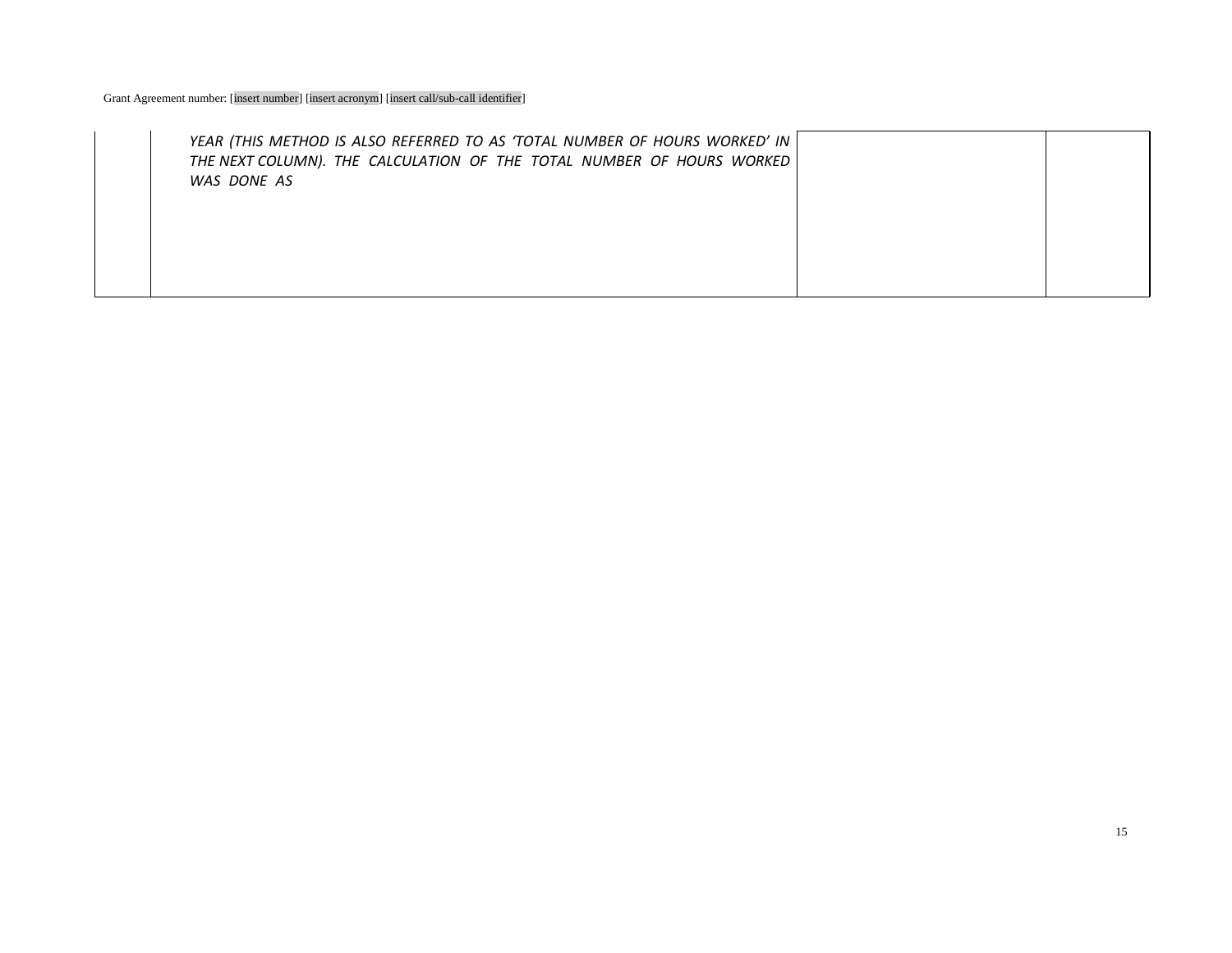|  | *YEAR (THIS METHOD IS ALSO REFERRED TO AS 'TOTAL NUMBER OF HOURS WORKED' IN THE NEXT COLUMN). THE CALCULATION OF THE TOTAL NUMBER OF HOURS WORKED WAS DONE AS* |  |  |
|---|---|---|---|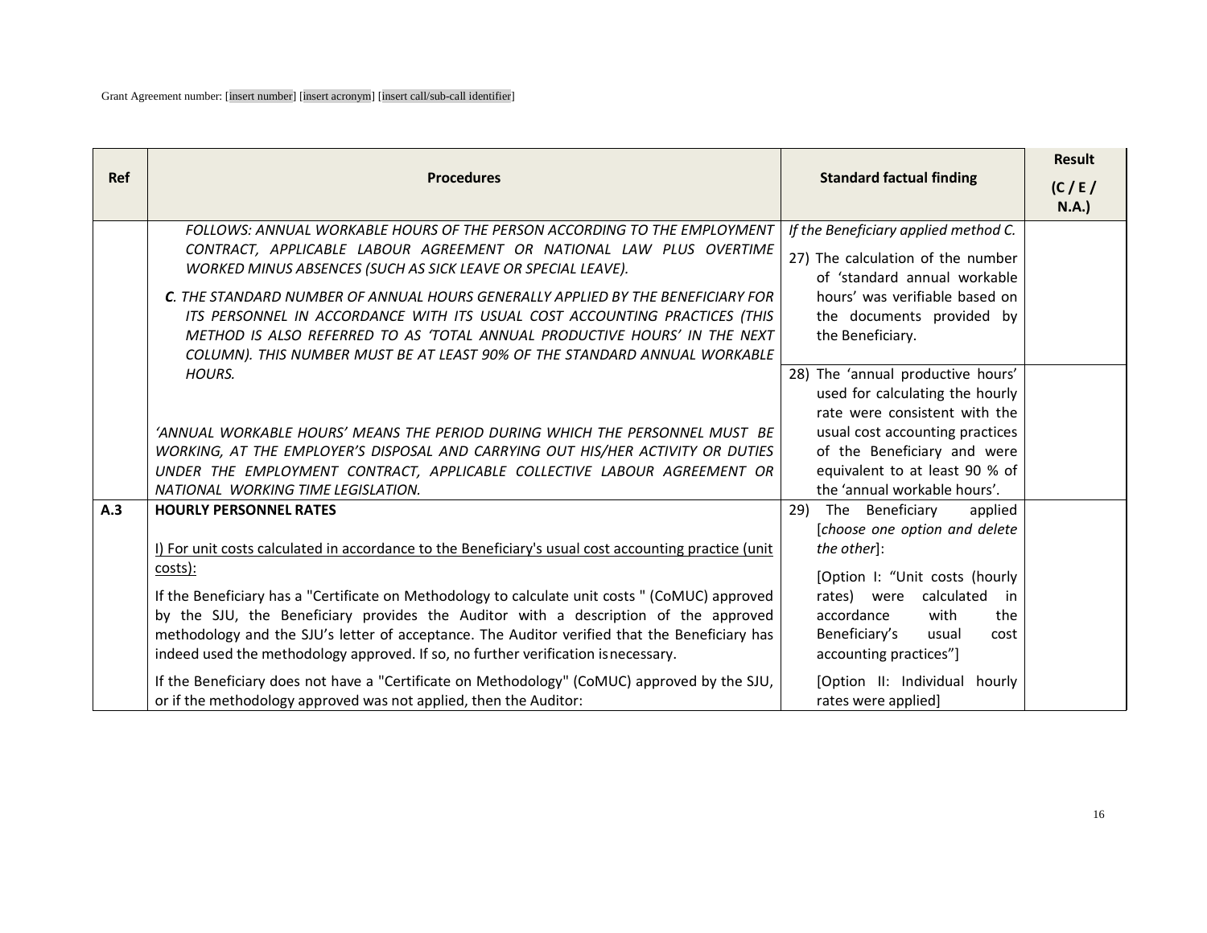Grant Agreement number: [insert number] [insert acronym] [insert call/sub-call identifier]

| Ref | Procedures | Standard factual finding | Result (C / E / N.A.) |
|---|---|---|---|
| | *FOLLOWS: ANNUAL WORKABLE HOURS OF THE PERSON ACCORDING TO THE EMPLOYMENT CONTRACT, APPLICABLE LABOUR AGREEMENT OR NATIONAL LAW PLUS OVERTIME WORKED MINUS ABSENCES (SUCH AS SICK LEAVE OR SPECIAL LEAVE).*<br><br>***C**. THE STANDARD NUMBER OF ANNUAL HOURS GENERALLY APPLIED BY THE BENEFICIARY FOR ITS PERSONNEL IN ACCORDANCE WITH ITS USUAL COST ACCOUNTING PRACTICES (THIS METHOD IS ALSO REFERRED TO AS 'TOTAL ANNUAL PRODUCTIVE HOURS' IN THE NEXT COLUMN). THIS NUMBER MUST BE AT LEAST 90% OF THE STANDARD ANNUAL WORKABLE HOURS.*<br><br>*'ANNUAL WORKABLE HOURS' MEANS THE PERIOD DURING WHICH THE PERSONNEL MUST BE WORKING, AT THE EMPLOYER'S DISPOSAL AND CARRYING OUT HIS/HER ACTIVITY OR DUTIES UNDER THE EMPLOYMENT CONTRACT, APPLICABLE COLLECTIVE LABOUR AGREEMENT OR NATIONAL WORKING TIME LEGISLATION.* | *If the Beneficiary applied method C.*<br><br>27) The calculation of the number of 'standard annual workable hours' was verifiable based on the documents provided by the Beneficiary. | |
| | | 28) The 'annual productive hours' used for calculating the hourly rate were consistent with the usual cost accounting practices of the Beneficiary and were equivalent to at least 90 % of the 'annual workable hours'. | |
| **A.3** | **HOURLY PERSONNEL RATES**<br><br>I) For unit costs calculated in accordance to the Beneficiary's usual cost accounting practice (unit costs):<br><br>If the Beneficiary has a "Certificate on Methodology to calculate unit costs " (CoMUC) approved by the SJU, the Beneficiary provides the Auditor with a description of the approved methodology and the SJU's letter of acceptance. The Auditor verified that the Beneficiary has indeed used the methodology approved. If so, no further verification is necessary.<br><br>If the Beneficiary does not have a "Certificate on Methodology" (CoMUC) approved by the SJU, or if the methodology approved was not applied, then the Auditor: | 29) The Beneficiary applied [*choose one option and delete the other*]:<br><br>[Option I: "Unit costs (hourly rates) were calculated in accordance with the Beneficiary's usual cost accounting practices"]<br><br>[Option II: Individual hourly rates were applied] | |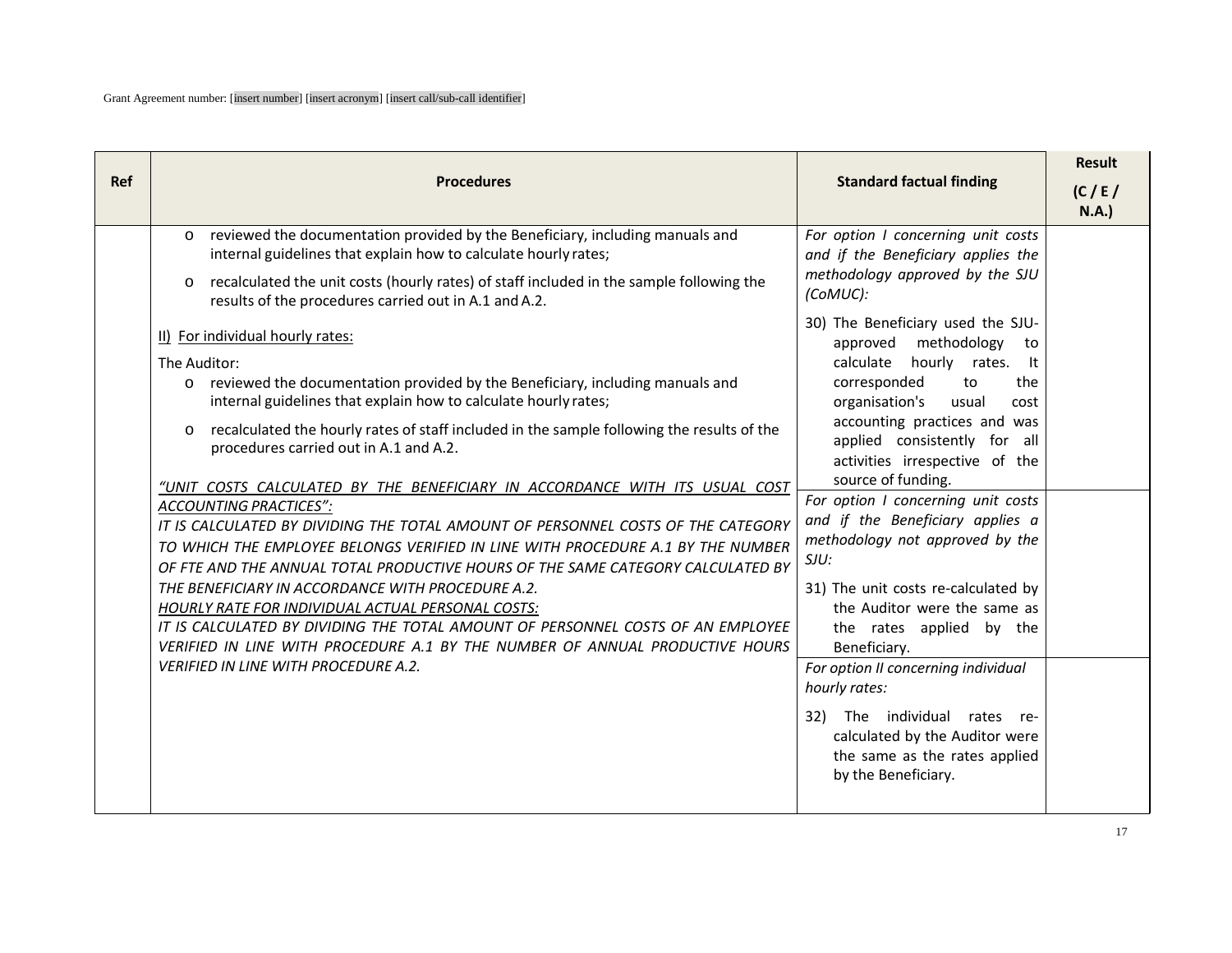| Ref | Procedures | Standard factual finding | Result (C / E / N.A.) |
| --- | --- | --- | --- |
| | o reviewed the documentation provided by the Beneficiary, including manuals and internal guidelines that explain how to calculate hourly rates;<br><br>o recalculated the unit costs (hourly rates) of staff included in the sample following the results of the procedures carried out in A.1 and A.2.<br><br><u>II) For individual hourly rates:</u><br><br>The Auditor:<br><br>o reviewed the documentation provided by the Beneficiary, including manuals and internal guidelines that explain how to calculate hourly rates;<br><br>o recalculated the hourly rates of staff included in the sample following the results of the procedures carried out in A.1 and A.2.<br><br>*<u>"UNIT COSTS CALCULATED BY THE BENEFICIARY IN ACCORDANCE WITH ITS USUAL COST ACCOUNTING PRACTICES":</u>*<br>*IT IS CALCULATED BY DIVIDING THE TOTAL AMOUNT OF PERSONNEL COSTS OF THE CATEGORY TO WHICH THE EMPLOYEE BELONGS VERIFIED IN LINE WITH PROCEDURE A.1 BY THE NUMBER OF FTE AND THE ANNUAL TOTAL PRODUCTIVE HOURS OF THE SAME CATEGORY CALCULATED BY THE BENEFICIARY IN ACCORDANCE WITH PROCEDURE A.2.*<br>*<u>HOURLY RATE FOR INDIVIDUAL ACTUAL PERSONAL COSTS:</u>*<br>*IT IS CALCULATED BY DIVIDING THE TOTAL AMOUNT OF PERSONNEL COSTS OF AN EMPLOYEE VERIFIED IN LINE WITH PROCEDURE A.1 BY THE NUMBER OF ANNUAL PRODUCTIVE HOURS VERIFIED IN LINE WITH PROCEDURE A.2.* | *For option I concerning unit costs and if the Beneficiary applies the methodology approved by the SJU (CoMUC):*<br><br>30) The Beneficiary used the SJU-approved methodology to calculate hourly rates. It corresponded to the organisation's usual cost accounting practices and was applied consistently for all activities irrespective of the source of funding. | |
| | | *For option I concerning unit costs and if the Beneficiary applies a methodology not approved by the SJU:*<br><br>31) The unit costs re-calculated by the Auditor were the same as the rates applied by the Beneficiary. | |
| | | *For option II concerning individual hourly rates:*<br><br>32) The individual rates re-calculated by the Auditor were the same as the rates applied by the Beneficiary. | |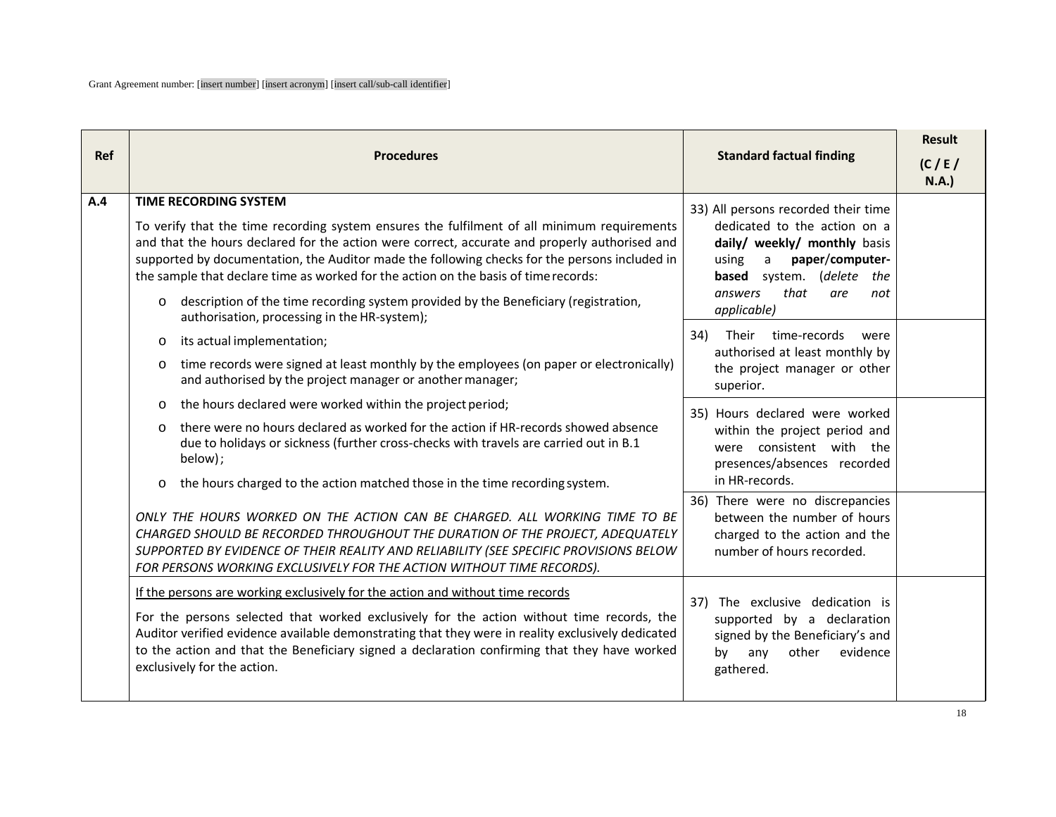Grant Agreement number: [insert number] [insert acronym] [insert call/sub-call identifier]

| Ref | Procedures | Standard factual finding | Result (C / E / N.A.) |
|---|---|---|---|
| A.4 | **TIME RECORDING SYSTEM**<br><br>To verify that the time recording system ensures the fulfilment of all minimum requirements and that the hours declared for the action were correct, accurate and properly authorised and supported by documentation, the Auditor made the following checks for the persons included in the sample that declare time as worked for the action on the basis of time records:<br><br>o description of the time recording system provided by the Beneficiary (registration, authorisation, processing in the HR-system);<br>o its actual implementation;<br>o time records were signed at least monthly by the employees (on paper or electronically) and authorised by the project manager or another manager;<br>o the hours declared were worked within the project period;<br>o there were no hours declared as worked for the action if HR-records showed absence due to holidays or sickness (further cross-checks with travels are carried out in B.1 below);<br>o the hours charged to the action matched those in the time recording system.<br><br>*ONLY THE HOURS WORKED ON THE ACTION CAN BE CHARGED. ALL WORKING TIME TO BE CHARGED SHOULD BE RECORDED THROUGHOUT THE DURATION OF THE PROJECT, ADEQUATELY SUPPORTED BY EVIDENCE OF THEIR REALITY AND RELIABILITY (SEE SPECIFIC PROVISIONS BELOW FOR PERSONS WORKING EXCLUSIVELY FOR THE ACTION WITHOUT TIME RECORDS).* | 33) All persons recorded their time dedicated to the action on a **daily/ weekly/ monthly** basis using a **paper/computer-based** system. (*delete the answers that are not applicable*) | |
| | | 34) Their time-records were authorised at least monthly by the project manager or other superior. | |
| | | 35) Hours declared were worked within the project period and were consistent with the presences/absences recorded in HR-records. | |
| | | 36) There were no discrepancies between the number of hours charged to the action and the number of hours recorded. | |
| | <u>If the persons are working exclusively for the action and without time records</u><br><br>For the persons selected that worked exclusively for the action without time records, the Auditor verified evidence available demonstrating that they were in reality exclusively dedicated to the action and that the Beneficiary signed a declaration confirming that they have worked exclusively for the action. | 37) The exclusive dedication is supported by a declaration signed by the Beneficiary's and by any other evidence gathered. | |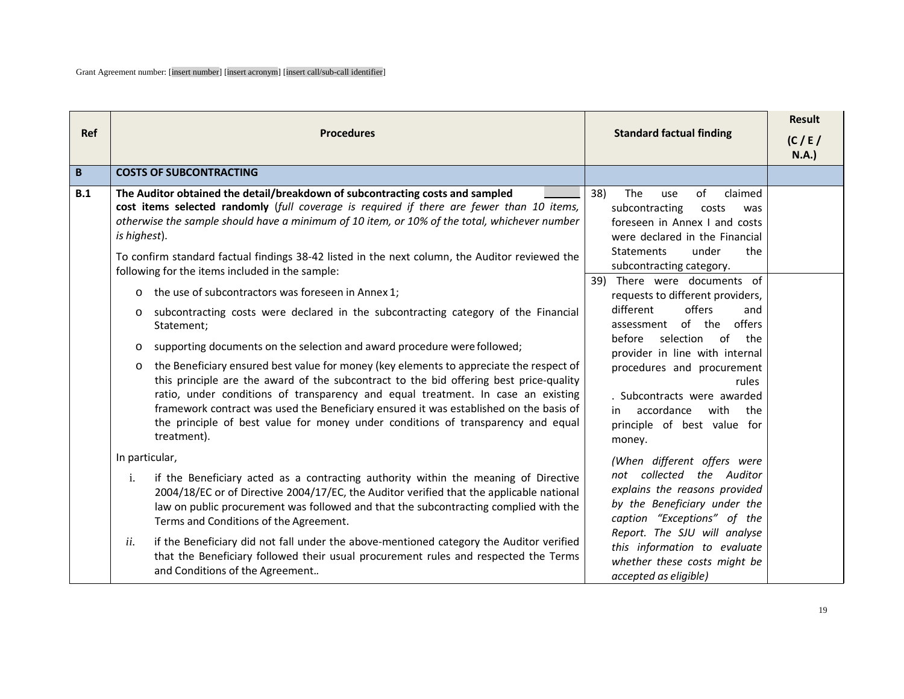| Ref | Procedures | Standard factual finding | Result (C / E / N.A.) |
|---|---|---|---|
| **B** | **COSTS OF SUBCONTRACTING** | | |
| **B.1** | **The Auditor obtained the detail/breakdown of subcontracting costs and sampled cost items selected randomly** (*full coverage is required if there are fewer than 10 items, otherwise the sample should have a minimum of 10 item, or 10% of the total, whichever number is highest*).<br><br>To confirm standard factual findings 38-42 listed in the next column, the Auditor reviewed the following for the items included in the sample:<br><br>o the use of subcontractors was foreseen in Annex 1;<br>o subcontracting costs were declared in the subcontracting category of the Financial Statement;<br>o supporting documents on the selection and award procedure were followed;<br>o the Beneficiary ensured best value for money (key elements to appreciate the respect of this principle are the award of the subcontract to the bid offering best price-quality ratio, under conditions of transparency and equal treatment. In case an existing framework contract was used the Beneficiary ensured it was established on the basis of the principle of best value for money under conditions of transparency and equal treatment).<br><br>In particular,<br><br>i. if the Beneficiary acted as a contracting authority within the meaning of Directive 2004/18/EC or of Directive 2004/17/EC, the Auditor verified that the applicable national law on public procurement was followed and that the subcontracting complied with the Terms and Conditions of the Agreement.<br><br>*ii.* if the Beneficiary did not fall under the above-mentioned category the Auditor verified that the Beneficiary followed their usual procurement rules and respected the Terms and Conditions of the Agreement.. | 38) The use of claimed subcontracting costs was foreseen in Annex I and costs were declared in the Financial Statements under the subcontracting category. | |
| | | 39) There were documents of requests to different providers, different offers and assessment of the offers before selection of the provider in line with internal procedures and procurement rules<br>. Subcontracts were awarded in accordance with the principle of best value for money.<br><br>*(When different offers were not collected the Auditor explains the reasons provided by the Beneficiary under the caption "Exceptions" of the Report. The SJU will analyse this information to evaluate whether these costs might be accepted as eligible)* | |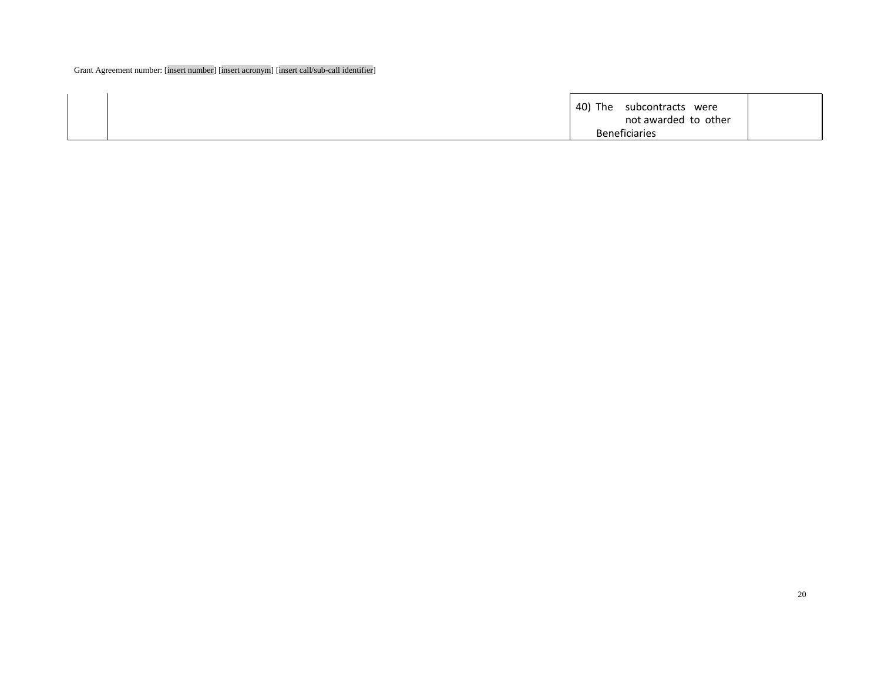|  |  | 40) The subcontracts were not awarded to other Beneficiaries |  |
|---|---|---|---|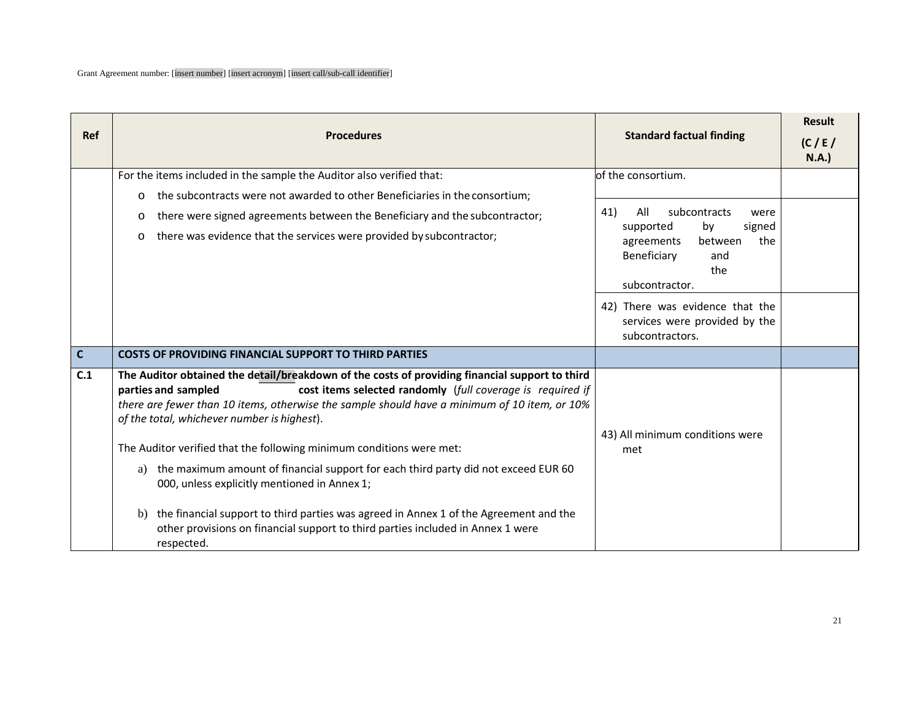Grant Agreement number: [insert number] [insert acronym] [insert call/sub-call identifier]

| Ref | Procedures | Standard factual finding | Result (C / E / N.A.) |
|---|---|---|---|
| | For the items included in the sample the Auditor also verified that:<br>o the subcontracts were not awarded to other Beneficiaries in the consortium;<br>o there were signed agreements between the Beneficiary and the subcontractor;<br>o there was evidence that the services were provided by subcontractor; | of the consortium. | |
| | | 41) All subcontracts were supported by signed agreements between the Beneficiary and the subcontractor. | |
| | | 42) There was evidence that the services were provided by the subcontractors. | |
| **C** | **COSTS OF PROVIDING FINANCIAL SUPPORT TO THIRD PARTIES** | | |
| **C.1** | **The Auditor obtained the detail/breakdown of the costs of providing financial support to third parties and sampled cost items selected randomly** (*full coverage is required if there are fewer than 10 items, otherwise the sample should have a minimum of 10 item, or 10% of the total, whichever number is highest*).<br><br>The Auditor verified that the following minimum conditions were met:<br>a) the maximum amount of financial support for each third party did not exceed EUR 60 000, unless explicitly mentioned in Annex 1;<br>b) the financial support to third parties was agreed in Annex 1 of the Agreement and the other provisions on financial support to third parties included in Annex 1 were respected. | 43) All minimum conditions were met | |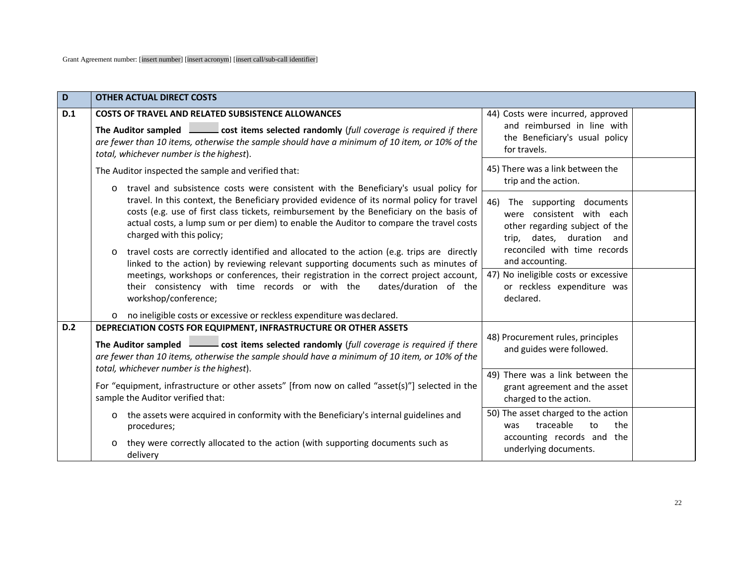Grant Agreement number: [insert number] [insert acronym] [insert call/sub-call identifier]

| D | OTHER ACTUAL DIRECT COSTS | | |
|---|---|---|---|
| D.1 | **COSTS OF TRAVEL AND RELATED SUBSISTENCE ALLOWANCES**<br><br>**The Auditor sampled \_\_\_\_\_\_ cost items selected randomly** (*full coverage is required if there are fewer than 10 items, otherwise the sample should have a minimum of 10 item, or 10% of the total, whichever number is the highest*).<br><br>The Auditor inspected the sample and verified that:<br><br>o travel and subsistence costs were consistent with the Beneficiary's usual policy for travel. In this context, the Beneficiary provided evidence of its normal policy for travel costs (e.g. use of first class tickets, reimbursement by the Beneficiary on the basis of actual costs, a lump sum or per diem) to enable the Auditor to compare the travel costs charged with this policy;<br><br>o travel costs are correctly identified and allocated to the action (e.g. trips are directly linked to the action) by reviewing relevant supporting documents such as minutes of meetings, workshops or conferences, their registration in the correct project account, their consistency with time records or with the dates/duration of the workshop/conference;<br><br>o no ineligible costs or excessive or reckless expenditure was declared. | 44) Costs were incurred, approved and reimbursed in line with the Beneficiary's usual policy for travels. | |
| | | 45) There was a link between the trip and the action. | |
| | | 46) The supporting documents were consistent with each other regarding subject of the trip, dates, duration and reconciled with time records and accounting. | |
| | | 47) No ineligible costs or excessive or reckless expenditure was declared. | |
| D.2 | **DEPRECIATION COSTS FOR EQUIPMENT, INFRASTRUCTURE OR OTHER ASSETS**<br><br>**The Auditor sampled \_\_\_\_\_\_ cost items selected randomly** (*full coverage is required if there are fewer than 10 items, otherwise the sample should have a minimum of 10 item, or 10% of the total, whichever number is the highest*).<br><br>For "equipment, infrastructure or other assets" [from now on called "asset(s)"] selected in the sample the Auditor verified that:<br><br>o the assets were acquired in conformity with the Beneficiary's internal guidelines and procedures;<br><br>o they were correctly allocated to the action (with supporting documents such as delivery | 48) Procurement rules, principles and guides were followed. | |
| | | 49) There was a link between the grant agreement and the asset charged to the action. | |
| | | 50) The asset charged to the action was traceable to the accounting records and the underlying documents. | |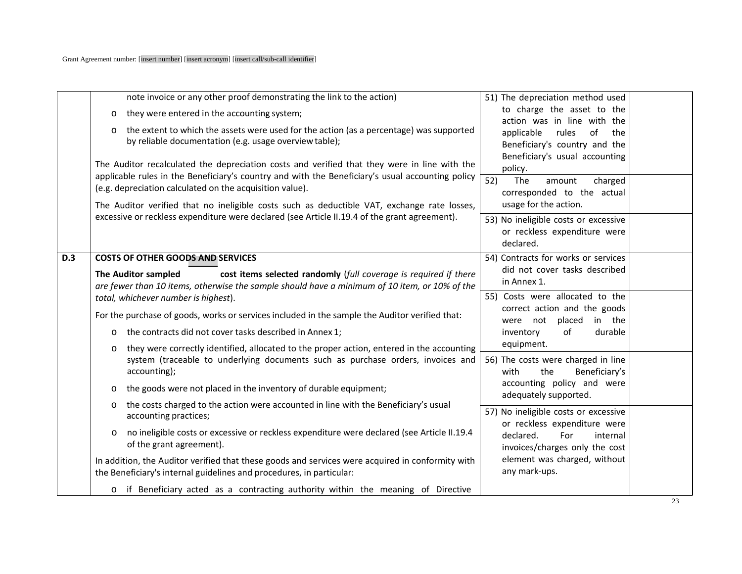| | | | |
|---|---|---|---|
| | note invoice or any other proof demonstrating the link to the action)<br>o they were entered in the accounting system;<br>o the extent to which the assets were used for the action (as a percentage) was supported by reliable documentation (e.g. usage overview table);<br><br>The Auditor recalculated the depreciation costs and verified that they were in line with the applicable rules in the Beneficiary's country and with the Beneficiary's usual accounting policy (e.g. depreciation calculated on the acquisition value).<br><br>The Auditor verified that no ineligible costs such as deductible VAT, exchange rate losses, excessive or reckless expenditure were declared (see Article II.19.4 of the grant agreement). | 51) The depreciation method used to charge the asset to the action was in line with the applicable rules of the Beneficiary's country and the Beneficiary's usual accounting policy.<br><br>52) The amount charged corresponded to the actual usage for the action.<br><br>53) No ineligible costs or excessive or reckless expenditure were declared. | |
| **D.3** | **COSTS OF OTHER GOODS AND SERVICES**<br><br>**The Auditor sampled cost items selected randomly** (*full coverage is required if there are fewer than 10 items, otherwise the sample should have a minimum of 10 item, or 10% of the total, whichever number is highest*).<br><br>For the purchase of goods, works or services included in the sample the Auditor verified that:<br>o the contracts did not cover tasks described in Annex 1;<br>o they were correctly identified, allocated to the proper action, entered in the accounting system (traceable to underlying documents such as purchase orders, invoices and accounting);<br>o the goods were not placed in the inventory of durable equipment;<br>o the costs charged to the action were accounted in line with the Beneficiary's usual accounting practices;<br>o no ineligible costs or excessive or reckless expenditure were declared (see Article II.19.4 of the grant agreement).<br><br>In addition, the Auditor verified that these goods and services were acquired in conformity with the Beneficiary's internal guidelines and procedures, in particular:<br>o if Beneficiary acted as a contracting authority within the meaning of Directive | 54) Contracts for works or services did not cover tasks described in Annex 1.<br><br>55) Costs were allocated to the correct action and the goods were not placed in the inventory of durable equipment.<br><br>56) The costs were charged in line with the Beneficiary's accounting policy and were adequately supported.<br><br>57) No ineligible costs or excessive or reckless expenditure were declared. For internal invoices/charges only the cost element was charged, without any mark-ups. | |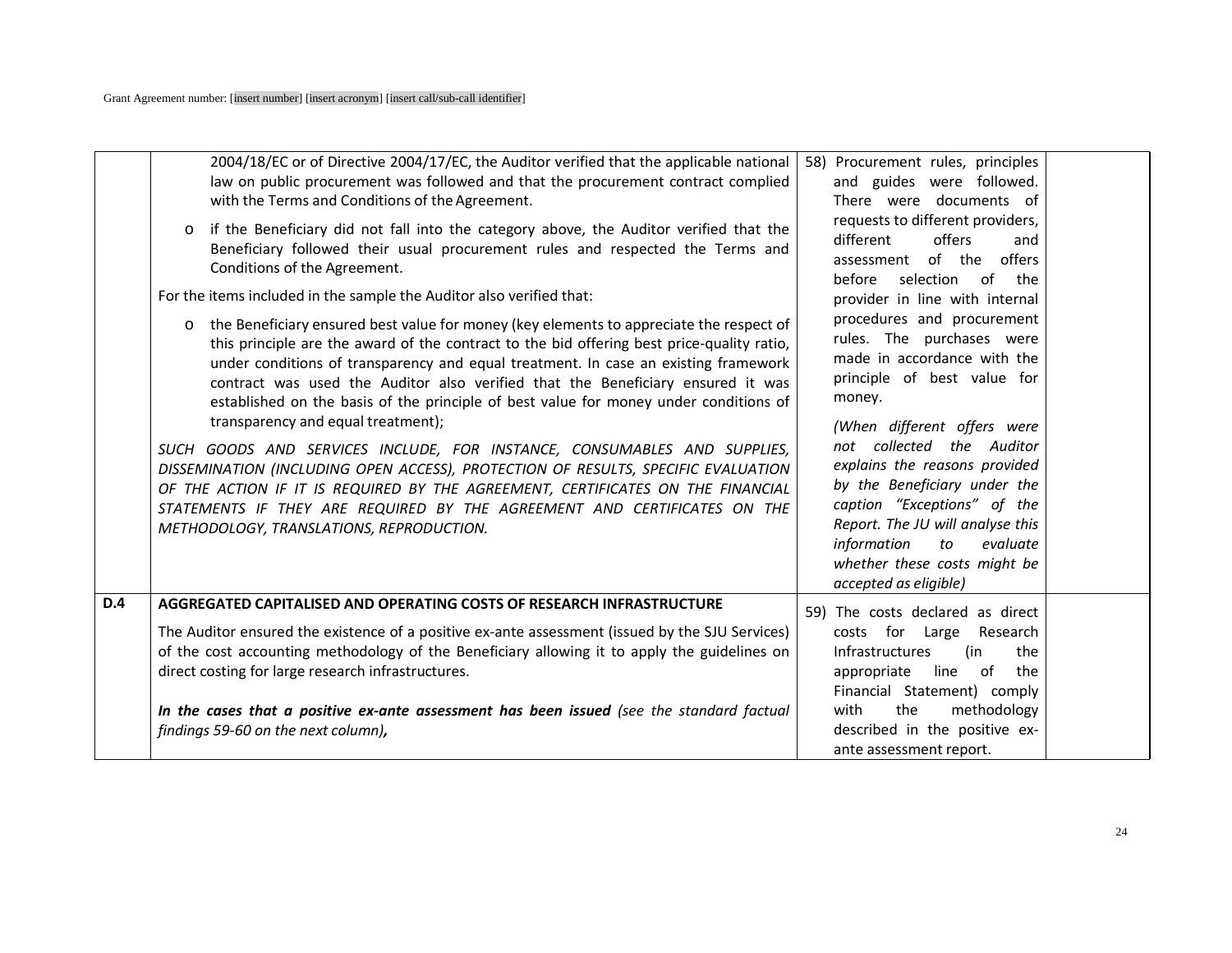| | | | |
|---|---|---|---|
| | 2004/18/EC or of Directive 2004/17/EC, the Auditor verified that the applicable national law on public procurement was followed and that the procurement contract complied with the Terms and Conditions of the Agreement.<br><br>o if the Beneficiary did not fall into the category above, the Auditor verified that the Beneficiary followed their usual procurement rules and respected the Terms and Conditions of the Agreement.<br><br>For the items included in the sample the Auditor also verified that:<br><br>o the Beneficiary ensured best value for money (key elements to appreciate the respect of this principle are the award of the contract to the bid offering best price-quality ratio, under conditions of transparency and equal treatment. In case an existing framework contract was used the Auditor also verified that the Beneficiary ensured it was established on the basis of the principle of best value for money under conditions of transparency and equal treatment);<br><br>*SUCH GOODS AND SERVICES INCLUDE, FOR INSTANCE, CONSUMABLES AND SUPPLIES, DISSEMINATION (INCLUDING OPEN ACCESS), PROTECTION OF RESULTS, SPECIFIC EVALUATION OF THE ACTION IF IT IS REQUIRED BY THE AGREEMENT, CERTIFICATES ON THE FINANCIAL STATEMENTS IF THEY ARE REQUIRED BY THE AGREEMENT AND CERTIFICATES ON THE METHODOLOGY, TRANSLATIONS, REPRODUCTION.* | 58) Procurement rules, principles and guides were followed. There were documents of requests to different providers, different offers and assessment of the offers before selection of the provider in line with internal procedures and procurement rules. The purchases were made in accordance with the principle of best value for money.<br><br>*(When different offers were not collected the Auditor explains the reasons provided by the Beneficiary under the caption "Exceptions" of the Report. The JU will analyse this information to evaluate whether these costs might be accepted as eligible)* | |
| **D.4** | **AGGREGATED CAPITALISED AND OPERATING COSTS OF RESEARCH INFRASTRUCTURE**<br><br>The Auditor ensured the existence of a positive ex-ante assessment (issued by the SJU Services) of the cost accounting methodology of the Beneficiary allowing it to apply the guidelines on direct costing for large research infrastructures.<br><br>***In the cases that a positive ex-ante assessment has been issued*** *(see the standard factual findings 59-60 on the next column)**,*** | 59) The costs declared as direct costs for Large Research Infrastructures (in the appropriate line of the Financial Statement) comply with the methodology described in the positive ex-ante assessment report. | |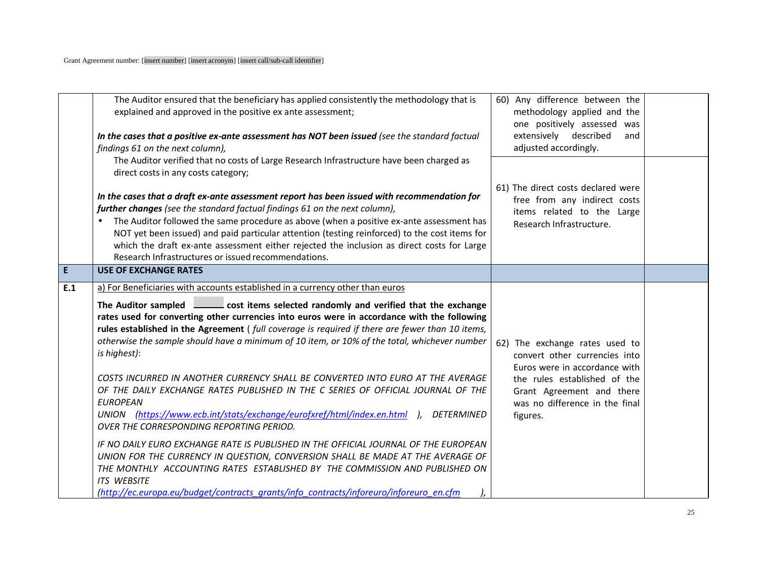| | | | |
|---|---|---|---|
| | The Auditor ensured that the beneficiary has applied consistently the methodology that is explained and approved in the positive ex ante assessment;<br><br>***In the cases that a positive ex-ante assessment has NOT been issued*** *(see the standard factual findings 61 on the next column),*<br>The Auditor verified that no costs of Large Research Infrastructure have been charged as direct costs in any costs category;<br><br>***In the cases that a draft ex-ante assessment report has been issued with recommendation for further changes*** *(see the standard factual findings 61 on the next column),*<br>• The Auditor followed the same procedure as above (when a positive ex-ante assessment has NOT yet been issued) and paid particular attention (testing reinforced) to the cost items for which the draft ex-ante assessment either rejected the inclusion as direct costs for Large Research Infrastructures or issued recommendations. | 60) Any difference between the methodology applied and the one positively assessed was extensively described and adjusted accordingly.<br><br>61) The direct costs declared were free from any indirect costs items related to the Large Research Infrastructure. | |
| **E** | **USE OF EXCHANGE RATES** | | |
| **E.1** | a) For Beneficiaries with accounts established in a currency other than euros<br><br>**The Auditor sampled \_\_\_\_\_\_ cost items selected randomly and verified that the exchange rates used for converting other currencies into euros were in accordance with the following rules established in the Agreement** ( *full coverage is required if there are fewer than 10 items, otherwise the sample should have a minimum of 10 item, or 10% of the total, whichever number is highest)*:<br><br>*COSTS INCURRED IN ANOTHER CURRENCY SHALL BE CONVERTED INTO EURO AT THE AVERAGE OF THE DAILY EXCHANGE RATES PUBLISHED IN THE C SERIES OF OFFICIAL JOURNAL OF THE EUROPEAN UNION (https://www.ecb.int/stats/exchange/eurofxref/html/index.en.html ), DETERMINED OVER THE CORRESPONDING REPORTING PERIOD.*<br><br>*IF NO DAILY EURO EXCHANGE RATE IS PUBLISHED IN THE OFFICIAL JOURNAL OF THE EUROPEAN UNION FOR THE CURRENCY IN QUESTION, CONVERSION SHALL BE MADE AT THE AVERAGE OF THE MONTHLY ACCOUNTING RATES ESTABLISHED BY THE COMMISSION AND PUBLISHED ON ITS WEBSITE (http://ec.europa.eu/budget/contracts_grants/info_contracts/inforeuro/inforeuro_en.cfm ),* | 62) The exchange rates used to convert other currencies into Euros were in accordance with the rules established of the Grant Agreement and there was no difference in the final figures. | |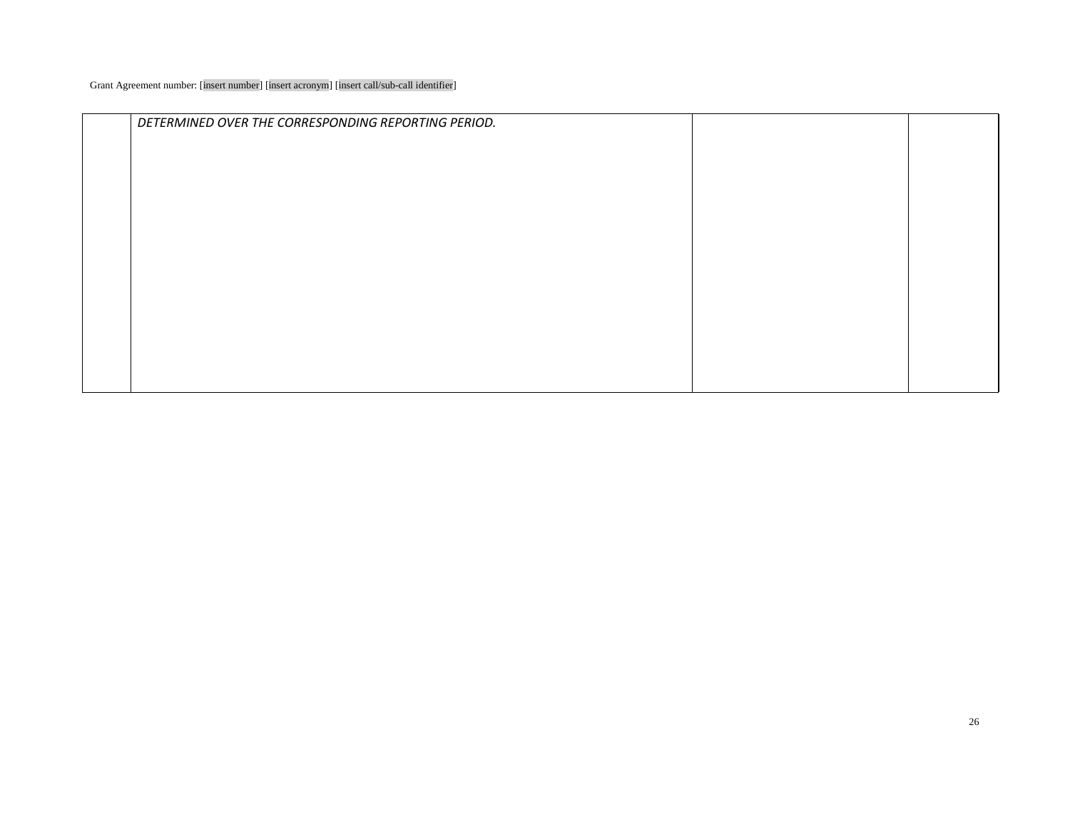| | | | |
|---|---|---|---|
| | *DETERMINED OVER THE CORRESPONDING REPORTING PERIOD.* | | |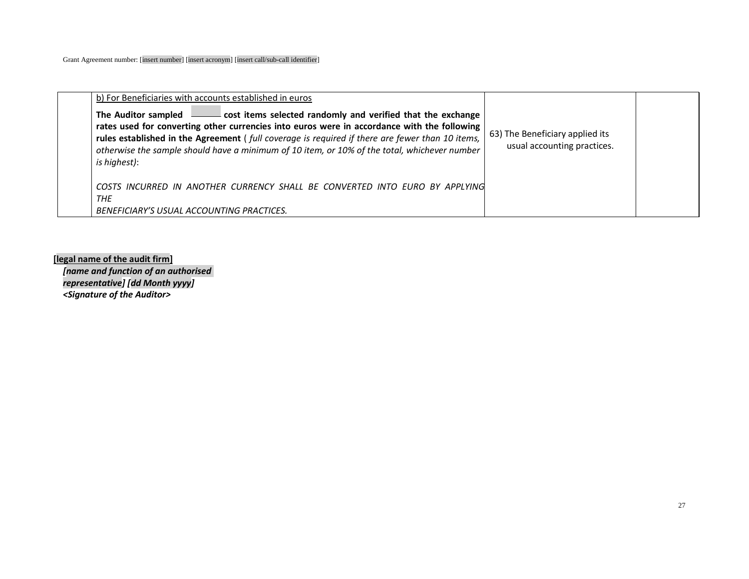| | | | |
|---|---|---|---|
| | b) For Beneficiaries with accounts established in euros<br><br>**The Auditor sampled \_\_\_\_\_ cost items selected randomly and verified that the exchange rates used for converting other currencies into euros were in accordance with the following rules established in the Agreement** ( *full coverage is required if there are fewer than 10 items, otherwise the sample should have a minimum of 10 item, or 10% of the total, whichever number is highest)*:<br><br>*COSTS INCURRED IN ANOTHER CURRENCY SHALL BE CONVERTED INTO EURO BY APPLYING THE BENEFICIARY'S USUAL ACCOUNTING PRACTICES.* | 63) The Beneficiary applied its usual accounting practices. | |

**[legal name of the audit firm]**

***[name and function of an authorised representative] [dd Month yyyy]***

***<Signature of the Auditor>***